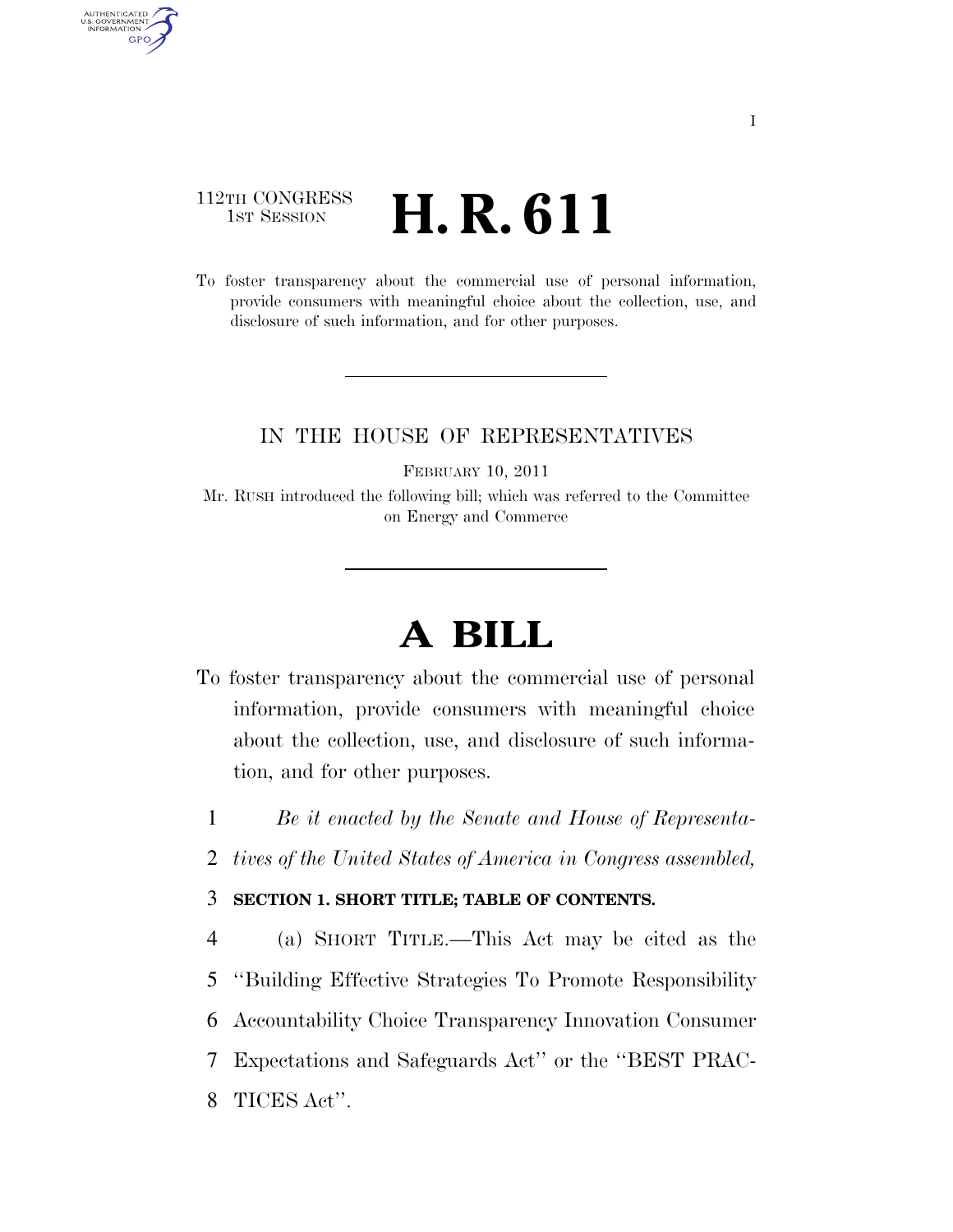112TH CONGRESS
1ST SESSION

# H. R. 611

To foster transparency about the commercial use of personal information, provide consumers with meaningful choice about the collection, use, and disclosure of such information, and for other purposes.

IN THE HOUSE OF REPRESENTATIVES

FEBRUARY 10, 2011

Mr. RUSH introduced the following bill; which was referred to the Committee on Energy and Commerce

# A BILL

To foster transparency about the commercial use of personal information, provide consumers with meaningful choice about the collection, use, and disclosure of such information, and for other purposes.

1 *Be it enacted by the Senate and House of Representa-*
2 *tives of the United States of America in Congress assembled,*

3 **SECTION 1. SHORT TITLE; TABLE OF CONTENTS.**

4 (a) SHORT TITLE.—This Act may be cited as the
5 ''Building Effective Strategies To Promote Responsibility
6 Accountability Choice Transparency Innovation Consumer
7 Expectations and Safeguards Act'' or the ''BEST PRAC-
8 TICES Act''.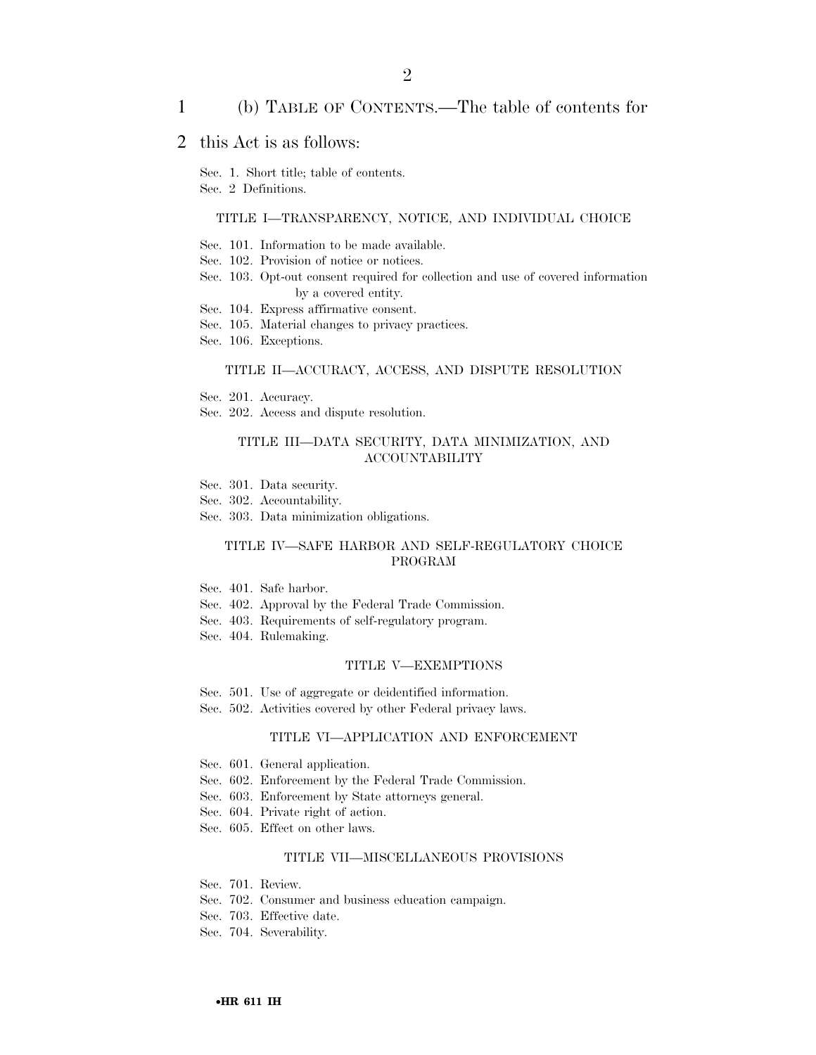(b) TABLE OF CONTENTS.—The table of contents for this Act is as follows:

Sec. 1. Short title; table of contents.
Sec. 2 Definitions.

TITLE I—TRANSPARENCY, NOTICE, AND INDIVIDUAL CHOICE

Sec. 101. Information to be made available.
Sec. 102. Provision of notice or notices.
Sec. 103. Opt-out consent required for collection and use of covered information by a covered entity.
Sec. 104. Express affirmative consent.
Sec. 105. Material changes to privacy practices.
Sec. 106. Exceptions.

TITLE II—ACCURACY, ACCESS, AND DISPUTE RESOLUTION

Sec. 201. Accuracy.
Sec. 202. Access and dispute resolution.

TITLE III—DATA SECURITY, DATA MINIMIZATION, AND ACCOUNTABILITY

Sec. 301. Data security.
Sec. 302. Accountability.
Sec. 303. Data minimization obligations.

TITLE IV—SAFE HARBOR AND SELF-REGULATORY CHOICE PROGRAM

Sec. 401. Safe harbor.
Sec. 402. Approval by the Federal Trade Commission.
Sec. 403. Requirements of self-regulatory program.
Sec. 404. Rulemaking.

TITLE V—EXEMPTIONS

Sec. 501. Use of aggregate or deidentified information.
Sec. 502. Activities covered by other Federal privacy laws.

TITLE VI—APPLICATION AND ENFORCEMENT

Sec. 601. General application.
Sec. 602. Enforcement by the Federal Trade Commission.
Sec. 603. Enforcement by State attorneys general.
Sec. 604. Private right of action.
Sec. 605. Effect on other laws.

TITLE VII—MISCELLANEOUS PROVISIONS

Sec. 701. Review.
Sec. 702. Consumer and business education campaign.
Sec. 703. Effective date.
Sec. 704. Severability.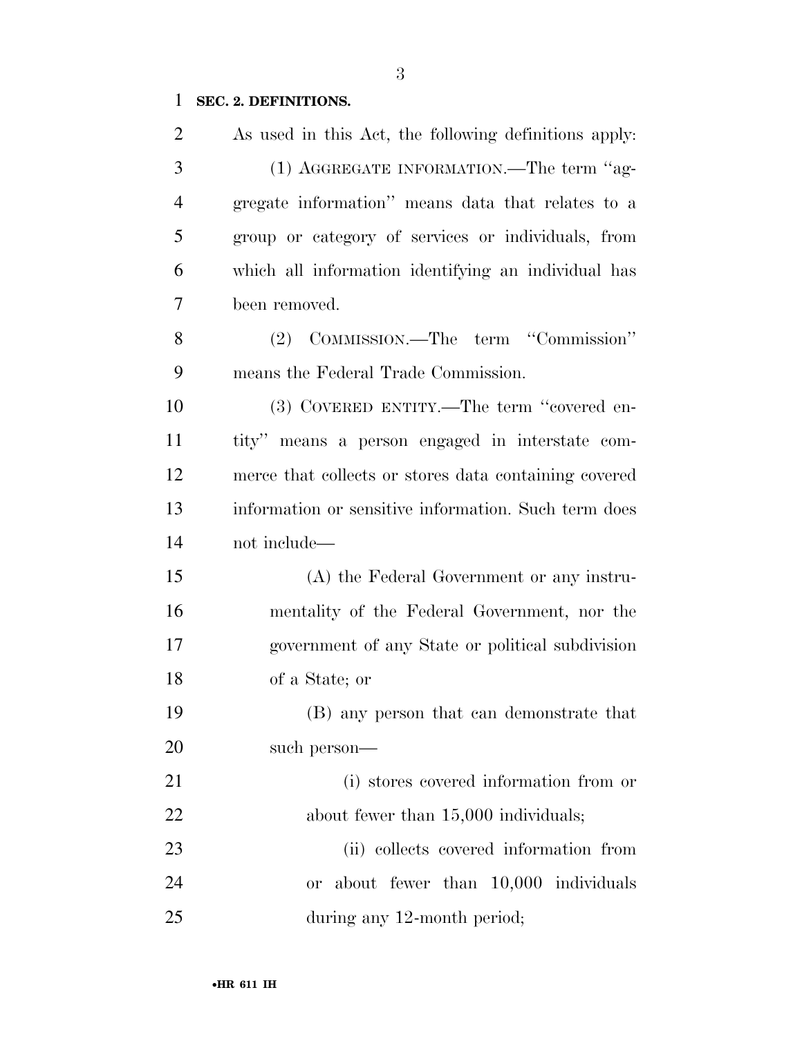**SEC. 2. DEFINITIONS.**

As used in this Act, the following definitions apply:

(1) AGGREGATE INFORMATION.—The term ''aggregate information'' means data that relates to a group or category of services or individuals, from which all information identifying an individual has been removed.

(2) COMMISSION.—The term ''Commission'' means the Federal Trade Commission.

(3) COVERED ENTITY.—The term ''covered entity'' means a person engaged in interstate commerce that collects or stores data containing covered information or sensitive information. Such term does not include—

(A) the Federal Government or any instrumentality of the Federal Government, nor the government of any State or political subdivision of a State; or

(B) any person that can demonstrate that such person—

(i) stores covered information from or about fewer than 15,000 individuals;

(ii) collects covered information from or about fewer than 10,000 individuals during any 12-month period;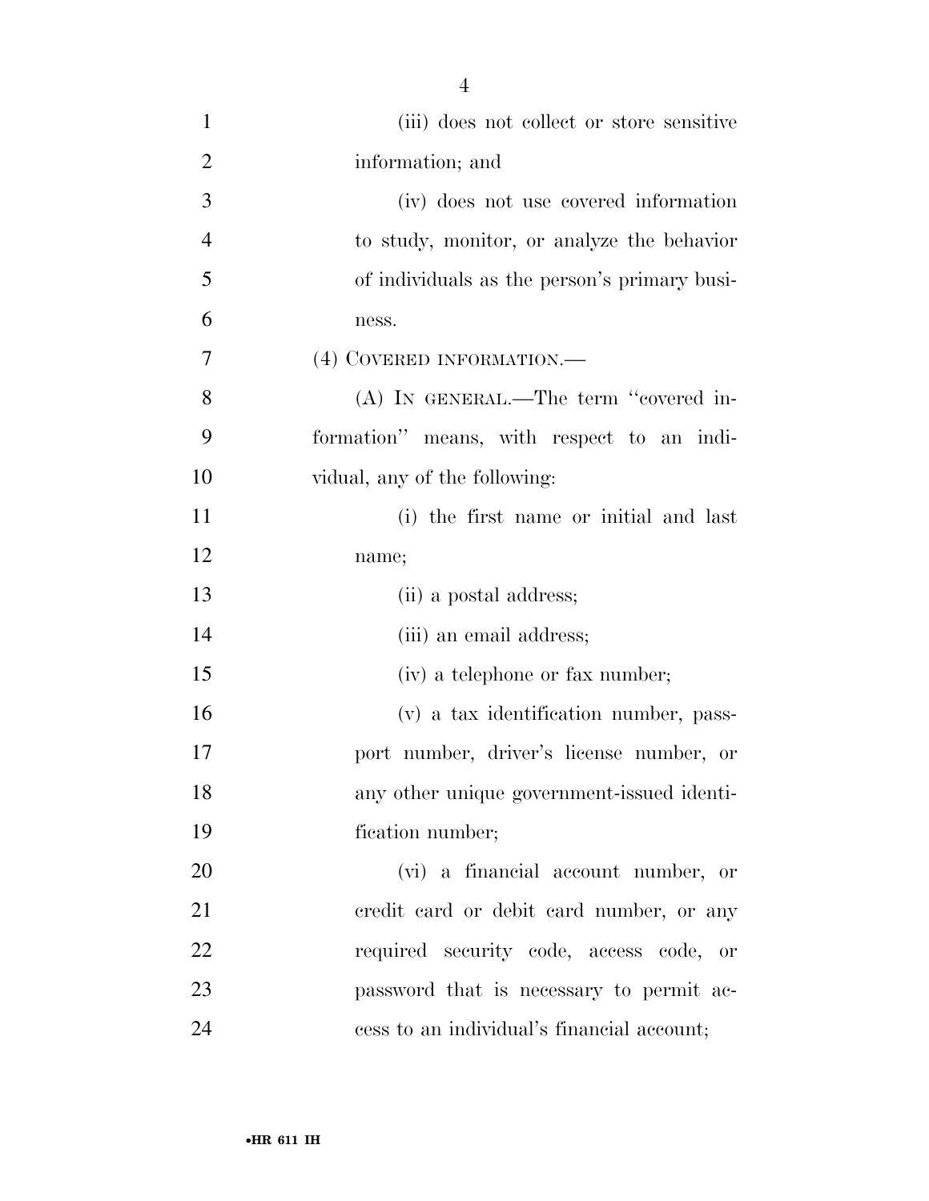(iii) does not collect or store sensitive information; and

(iv) does not use covered information to study, monitor, or analyze the behavior of individuals as the person's primary business.

(4) COVERED INFORMATION.—

(A) IN GENERAL.—The term "covered information" means, with respect to an individual, any of the following:

(i) the first name or initial and last name;

(ii) a postal address;

(iii) an email address;

(iv) a telephone or fax number;

(v) a tax identification number, passport number, driver's license number, or any other unique government-issued identification number;

(vi) a financial account number, or credit card or debit card number, or any required security code, access code, or password that is necessary to permit access to an individual's financial account;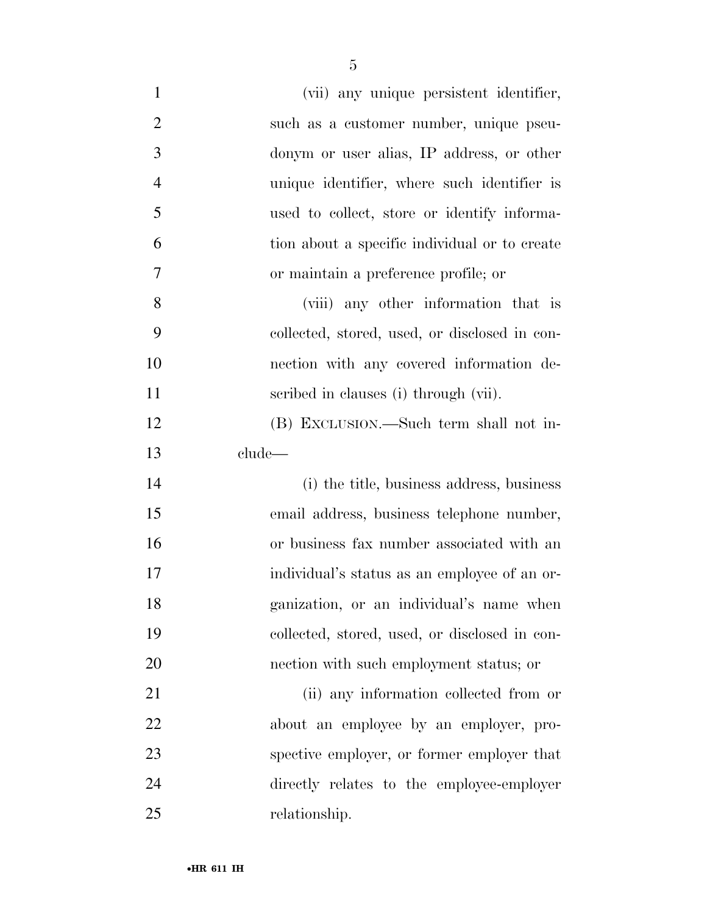(vii) any unique persistent identifier, such as a customer number, unique pseudonym or user alias, IP address, or other unique identifier, where such identifier is used to collect, store or identify information about a specific individual or to create or maintain a preference profile; or

(viii) any other information that is collected, stored, used, or disclosed in connection with any covered information described in clauses (i) through (vii).

(B) EXCLUSION.—Such term shall not include—

(i) the title, business address, business email address, business telephone number, or business fax number associated with an individual's status as an employee of an organization, or an individual's name when collected, stored, used, or disclosed in connection with such employment status; or

(ii) any information collected from or about an employee by an employer, prospective employer, or former employer that directly relates to the employee-employer relationship.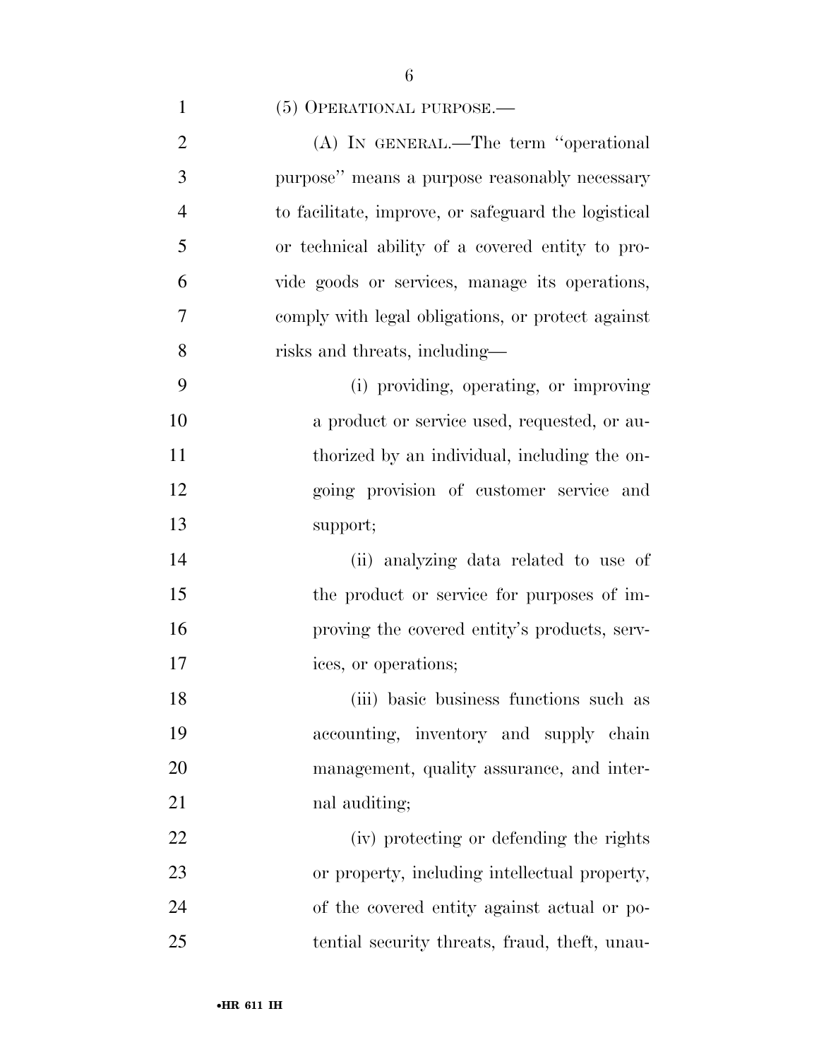(5) OPERATIONAL PURPOSE.—

(A) IN GENERAL.—The term ''operational purpose'' means a purpose reasonably necessary to facilitate, improve, or safeguard the logistical or technical ability of a covered entity to provide goods or services, manage its operations, comply with legal obligations, or protect against risks and threats, including—

(i) providing, operating, or improving a product or service used, requested, or authorized by an individual, including the ongoing provision of customer service and support;

(ii) analyzing data related to use of the product or service for purposes of improving the covered entity's products, services, or operations;

(iii) basic business functions such as accounting, inventory and supply chain management, quality assurance, and internal auditing;

(iv) protecting or defending the rights or property, including intellectual property, of the covered entity against actual or potential security threats, fraud, theft, unau-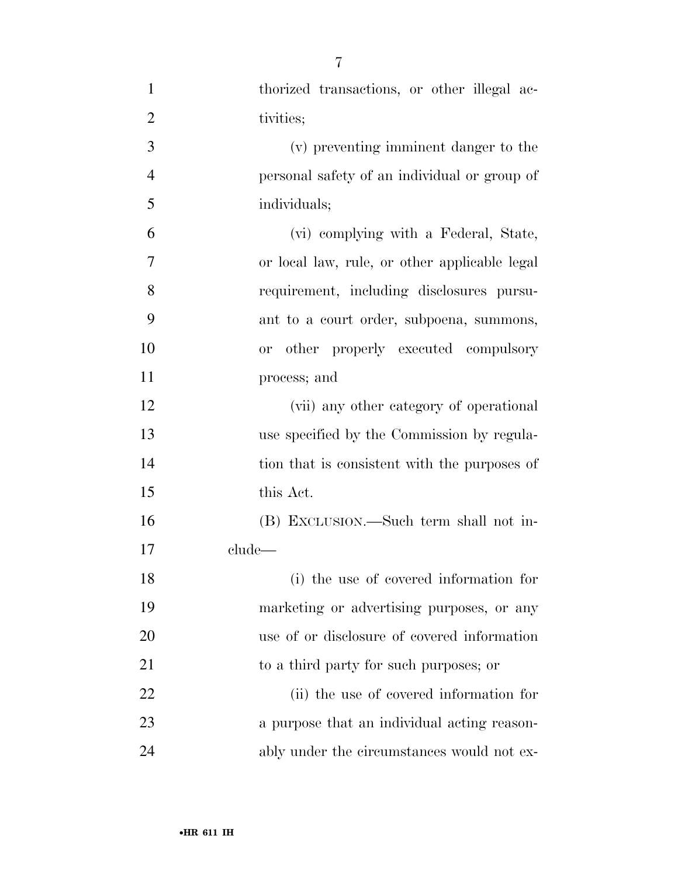thorized transactions, or other illegal activities;

(v) preventing imminent danger to the personal safety of an individual or group of individuals;

(vi) complying with a Federal, State, or local law, rule, or other applicable legal requirement, including disclosures pursuant to a court order, subpoena, summons, or other properly executed compulsory process; and

(vii) any other category of operational use specified by the Commission by regulation that is consistent with the purposes of this Act.

(B) EXCLUSION.—Such term shall not include—

(i) the use of covered information for marketing or advertising purposes, or any use of or disclosure of covered information to a third party for such purposes; or

(ii) the use of covered information for a purpose that an individual acting reasonably under the circumstances would not ex-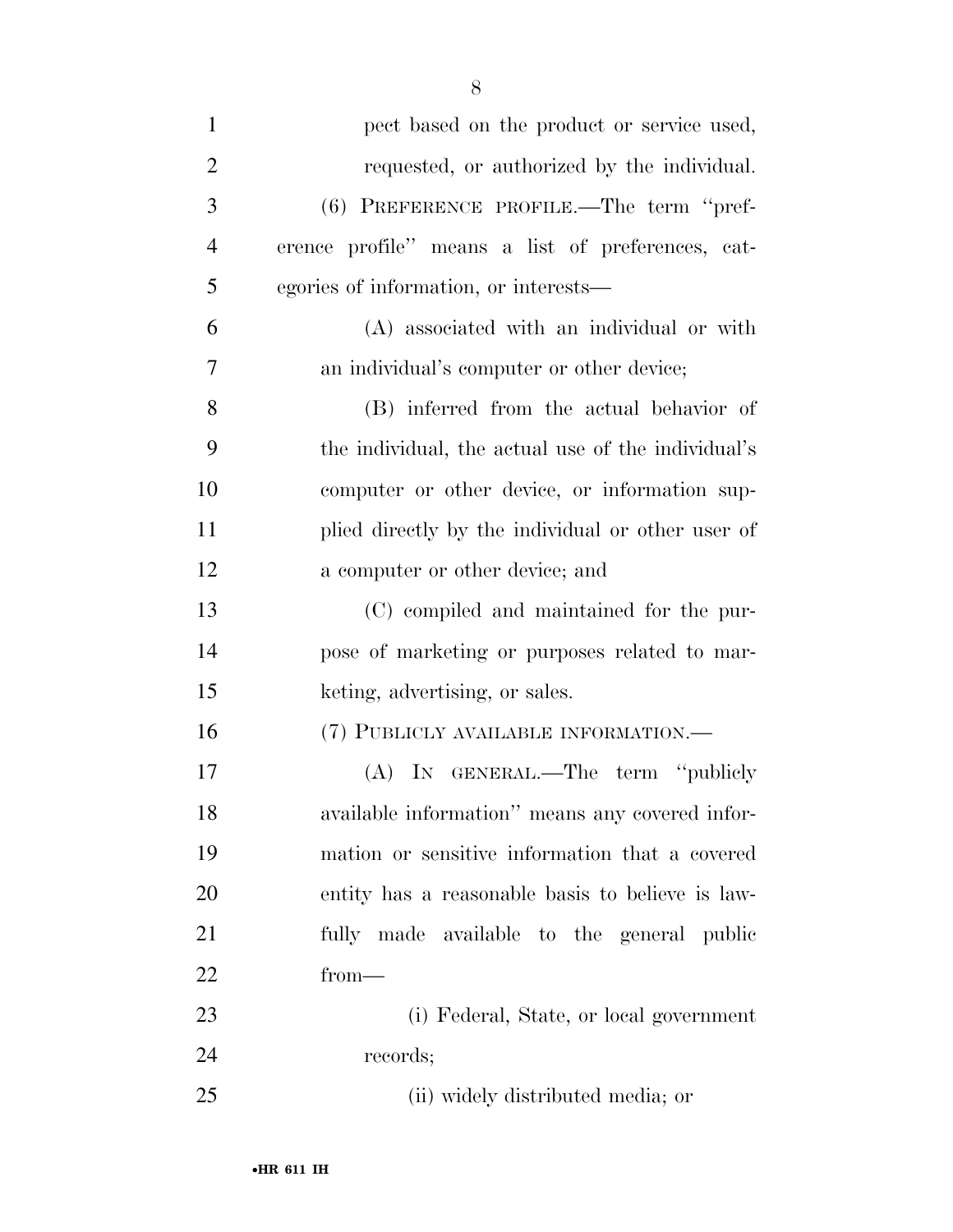pect based on the product or service used, requested, or authorized by the individual.

(6) PREFERENCE PROFILE.—The term "preference profile" means a list of preferences, categories of information, or interests—

(A) associated with an individual or with an individual's computer or other device;

(B) inferred from the actual behavior of the individual, the actual use of the individual's computer or other device, or information supplied directly by the individual or other user of a computer or other device; and

(C) compiled and maintained for the purpose of marketing or purposes related to marketing, advertising, or sales.

(7) PUBLICLY AVAILABLE INFORMATION.—

(A) IN GENERAL.—The term "publicly available information" means any covered information or sensitive information that a covered entity has a reasonable basis to believe is lawfully made available to the general public from—

(i) Federal, State, or local government records;

(ii) widely distributed media; or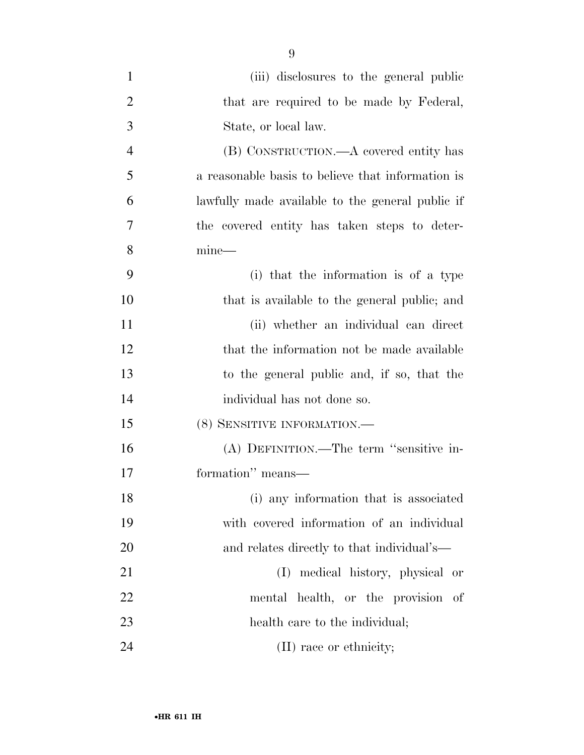(iii) disclosures to the general public that are required to be made by Federal, State, or local law.

(B) CONSTRUCTION.—A covered entity has a reasonable basis to believe that information is lawfully made available to the general public if the covered entity has taken steps to determine—

(i) that the information is of a type that is available to the general public; and

(ii) whether an individual can direct that the information not be made available to the general public and, if so, that the individual has not done so.

(8) SENSITIVE INFORMATION.—

(A) DEFINITION.—The term ''sensitive information'' means—

(i) any information that is associated with covered information of an individual and relates directly to that individual's—

(I) medical history, physical or mental health, or the provision of health care to the individual;

(II) race or ethnicity;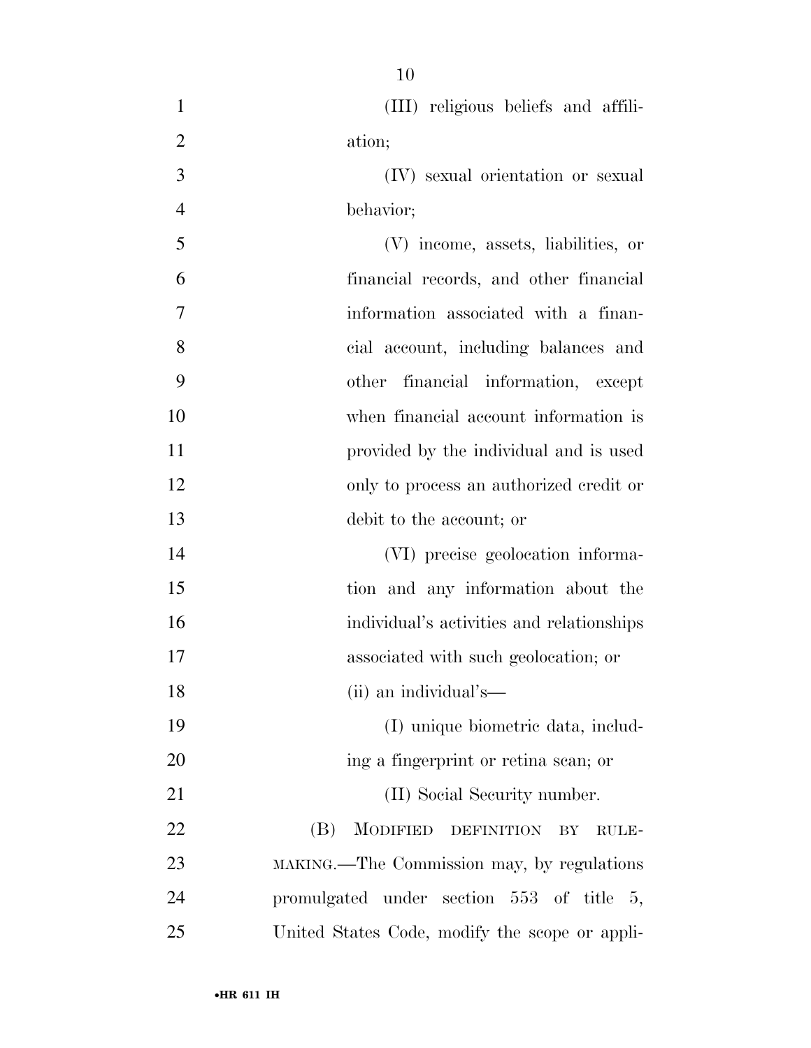(III) religious beliefs and affiliation;

(IV) sexual orientation or sexual behavior;

(V) income, assets, liabilities, or financial records, and other financial information associated with a financial account, including balances and other financial information, except when financial account information is provided by the individual and is used only to process an authorized credit or debit to the account; or

(VI) precise geolocation information and any information about the individual's activities and relationships associated with such geolocation; or

(ii) an individual's—

(I) unique biometric data, including a fingerprint or retina scan; or

(II) Social Security number.

(B) MODIFIED DEFINITION BY RULEMAKING.—The Commission may, by regulations promulgated under section 553 of title 5, United States Code, modify the scope or appli-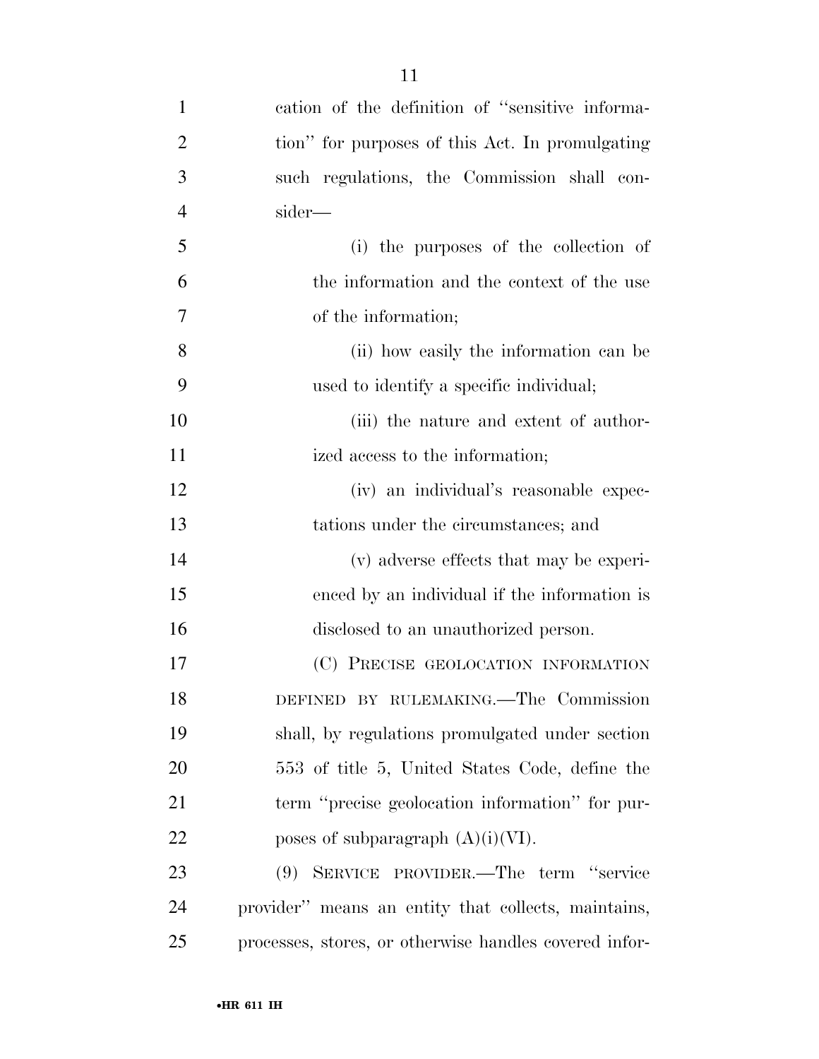cation of the definition of "sensitive information" for purposes of this Act. In promulgating such regulations, the Commission shall consider—

(i) the purposes of the collection of the information and the context of the use of the information;

(ii) how easily the information can be used to identify a specific individual;

(iii) the nature and extent of authorized access to the information;

(iv) an individual's reasonable expectations under the circumstances; and

(v) adverse effects that may be experienced by an individual if the information is disclosed to an unauthorized person.

(C) PRECISE GEOLOCATION INFORMATION DEFINED BY RULEMAKING.—The Commission shall, by regulations promulgated under section 553 of title 5, United States Code, define the term "precise geolocation information" for purposes of subparagraph (A)(i)(VI).

(9) SERVICE PROVIDER.—The term "service provider" means an entity that collects, maintains, processes, stores, or otherwise handles covered infor-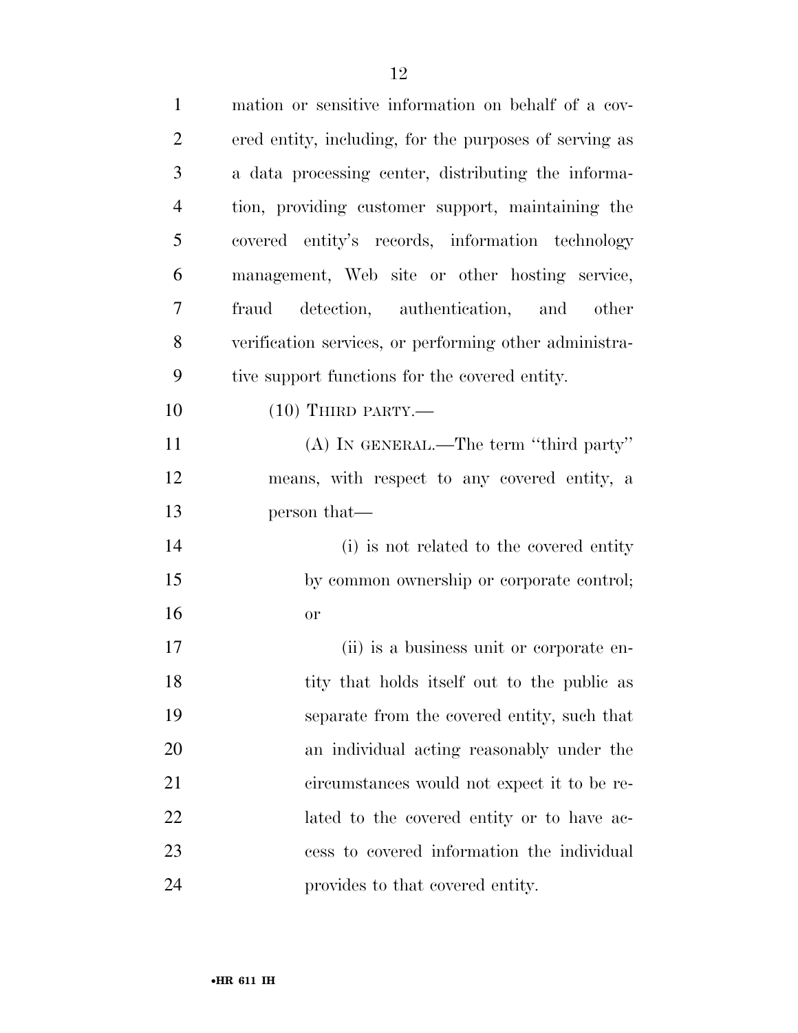mation or sensitive information on behalf of a covered entity, including, for the purposes of serving as a data processing center, distributing the information, providing customer support, maintaining the covered entity's records, information technology management, Web site or other hosting service, fraud detection, authentication, and other verification services, or performing other administrative support functions for the covered entity.

(10) THIRD PARTY.—

(A) IN GENERAL.—The term "third party" means, with respect to any covered entity, a person that—

(i) is not related to the covered entity by common ownership or corporate control; or

(ii) is a business unit or corporate entity that holds itself out to the public as separate from the covered entity, such that an individual acting reasonably under the circumstances would not expect it to be related to the covered entity or to have access to covered information the individual provides to that covered entity.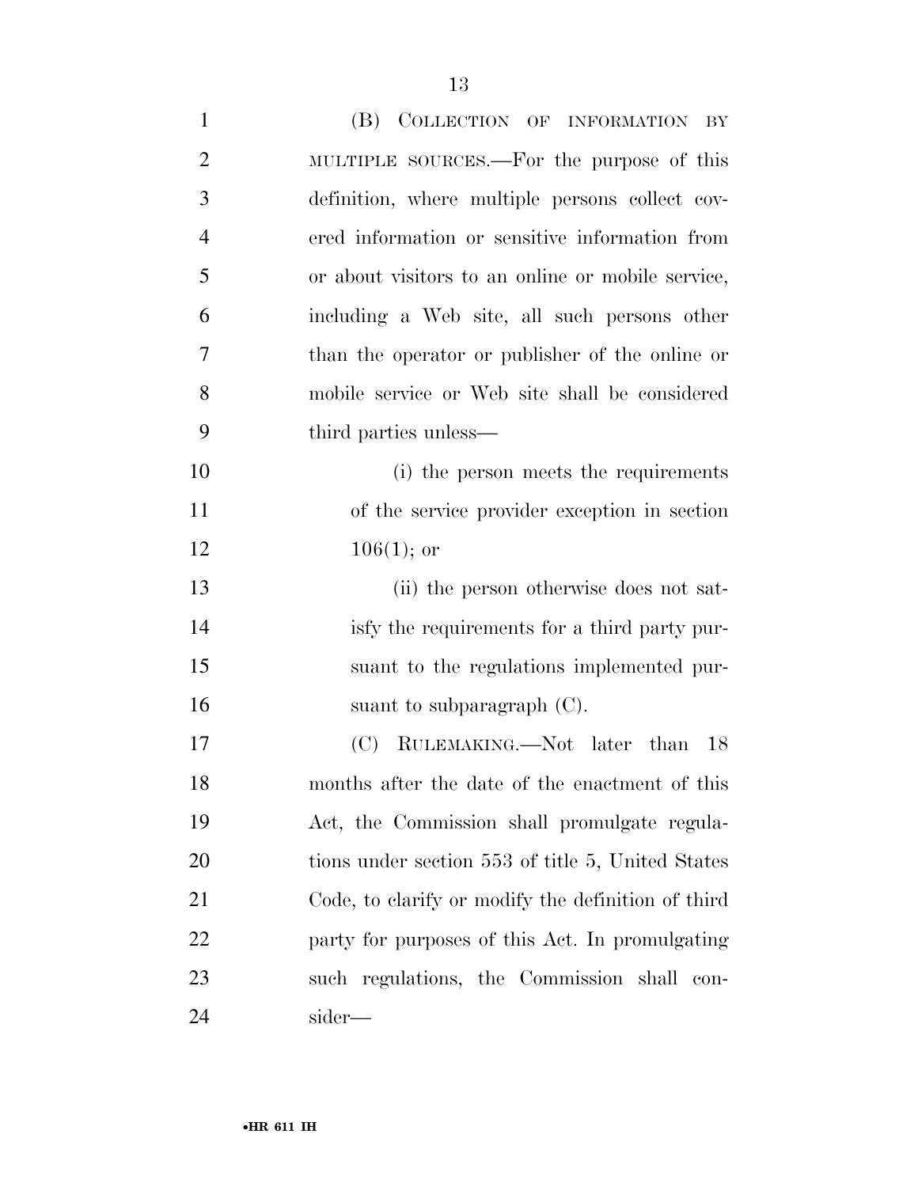(B) COLLECTION OF INFORMATION BY MULTIPLE SOURCES.—For the purpose of this definition, where multiple persons collect covered information or sensitive information from or about visitors to an online or mobile service, including a Web site, all such persons other than the operator or publisher of the online or mobile service or Web site shall be considered third parties unless—

(i) the person meets the requirements of the service provider exception in section 106(1); or

(ii) the person otherwise does not satisfy the requirements for a third party pursuant to the regulations implemented pursuant to subparagraph (C).

(C) RULEMAKING.—Not later than 18 months after the date of the enactment of this Act, the Commission shall promulgate regulations under section 553 of title 5, United States Code, to clarify or modify the definition of third party for purposes of this Act. In promulgating such regulations, the Commission shall consider—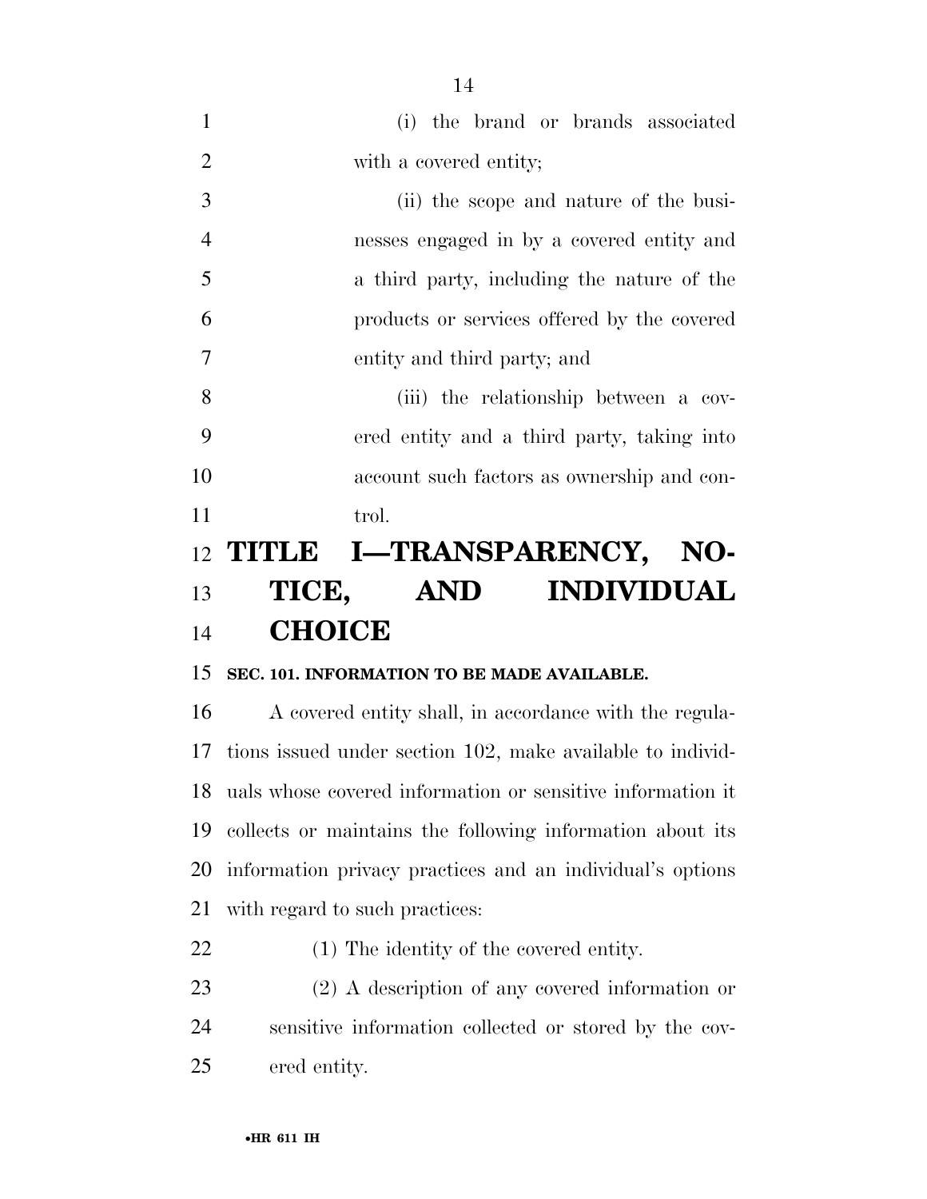(i) the brand or brands associated with a covered entity;

(ii) the scope and nature of the businesses engaged in by a covered entity and a third party, including the nature of the products or services offered by the covered entity and third party; and

(iii) the relationship between a covered entity and a third party, taking into account such factors as ownership and control.

# TITLE I—TRANSPARENCY, NOTICE, AND INDIVIDUAL CHOICE

### SEC. 101. INFORMATION TO BE MADE AVAILABLE.

A covered entity shall, in accordance with the regulations issued under section 102, make available to individuals whose covered information or sensitive information it collects or maintains the following information about its information privacy practices and an individual's options with regard to such practices:

(1) The identity of the covered entity.

(2) A description of any covered information or sensitive information collected or stored by the covered entity.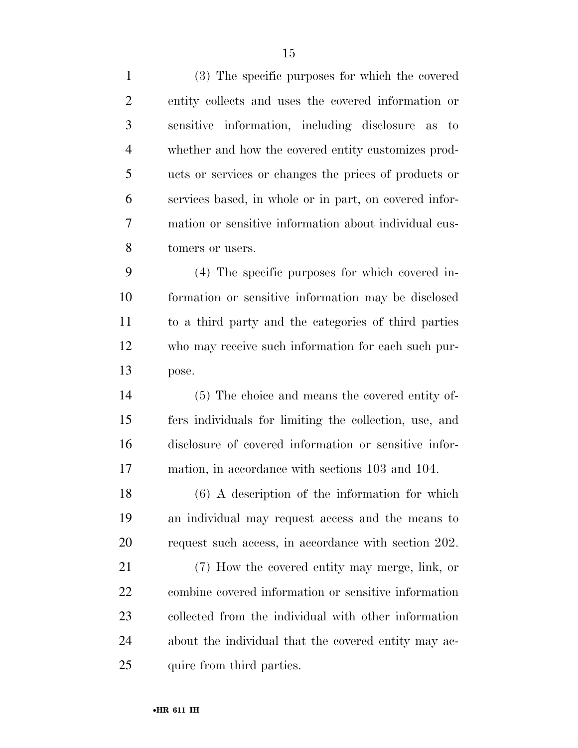(3) The specific purposes for which the covered entity collects and uses the covered information or sensitive information, including disclosure as to whether and how the covered entity customizes products or services or changes the prices of products or services based, in whole or in part, on covered information or sensitive information about individual customers or users.

(4) The specific purposes for which covered information or sensitive information may be disclosed to a third party and the categories of third parties who may receive such information for each such purpose.

(5) The choice and means the covered entity offers individuals for limiting the collection, use, and disclosure of covered information or sensitive information, in accordance with sections 103 and 104.

(6) A description of the information for which an individual may request access and the means to request such access, in accordance with section 202.

(7) How the covered entity may merge, link, or combine covered information or sensitive information collected from the individual with other information about the individual that the covered entity may acquire from third parties.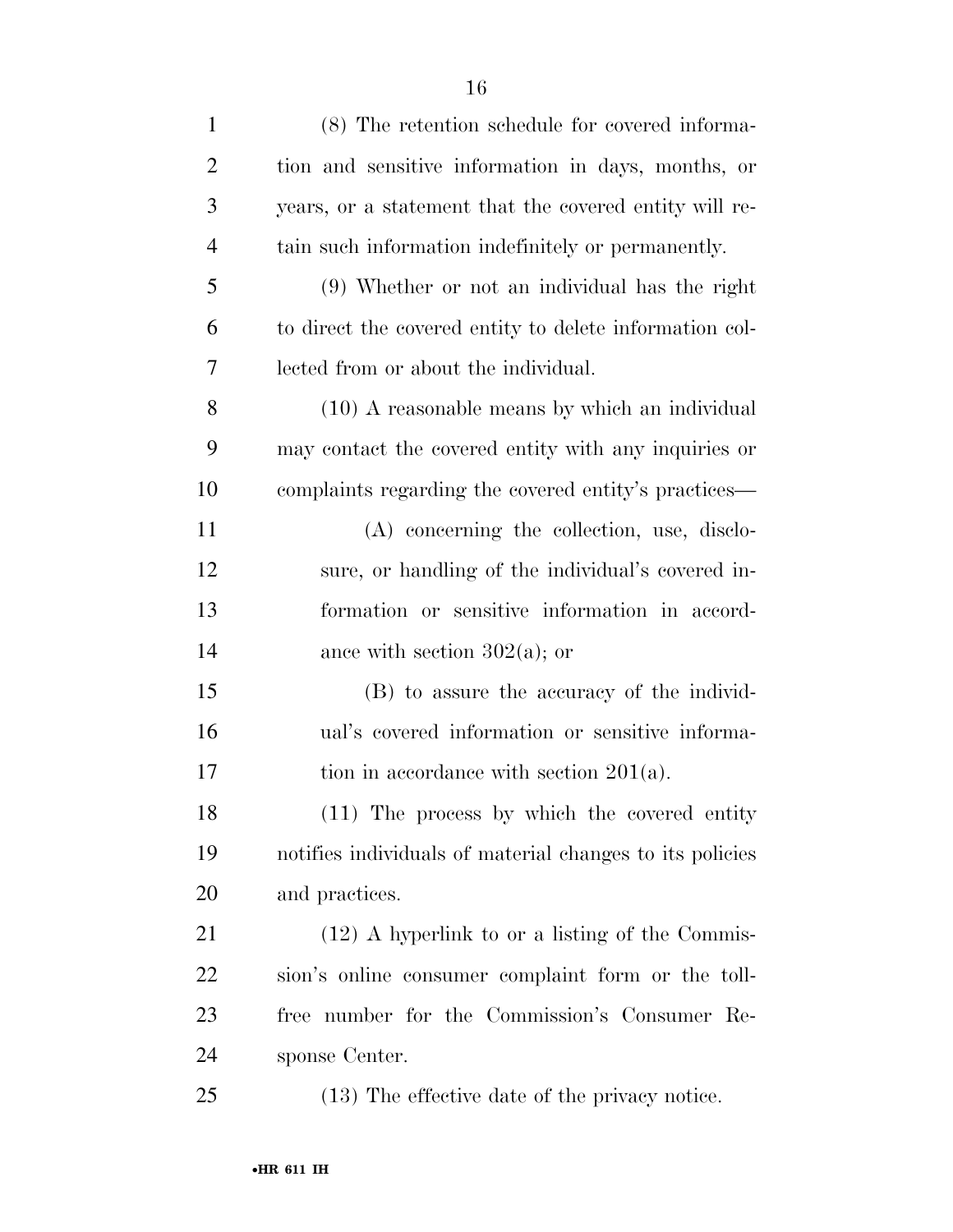(8) The retention schedule for covered information and sensitive information in days, months, or years, or a statement that the covered entity will retain such information indefinitely or permanently.

(9) Whether or not an individual has the right to direct the covered entity to delete information collected from or about the individual.

(10) A reasonable means by which an individual may contact the covered entity with any inquiries or complaints regarding the covered entity's practices—

(A) concerning the collection, use, disclosure, or handling of the individual's covered information or sensitive information in accordance with section 302(a); or

(B) to assure the accuracy of the individual's covered information or sensitive information in accordance with section 201(a).

(11) The process by which the covered entity notifies individuals of material changes to its policies and practices.

(12) A hyperlink to or a listing of the Commission's online consumer complaint form or the toll-free number for the Commission's Consumer Response Center.

(13) The effective date of the privacy notice.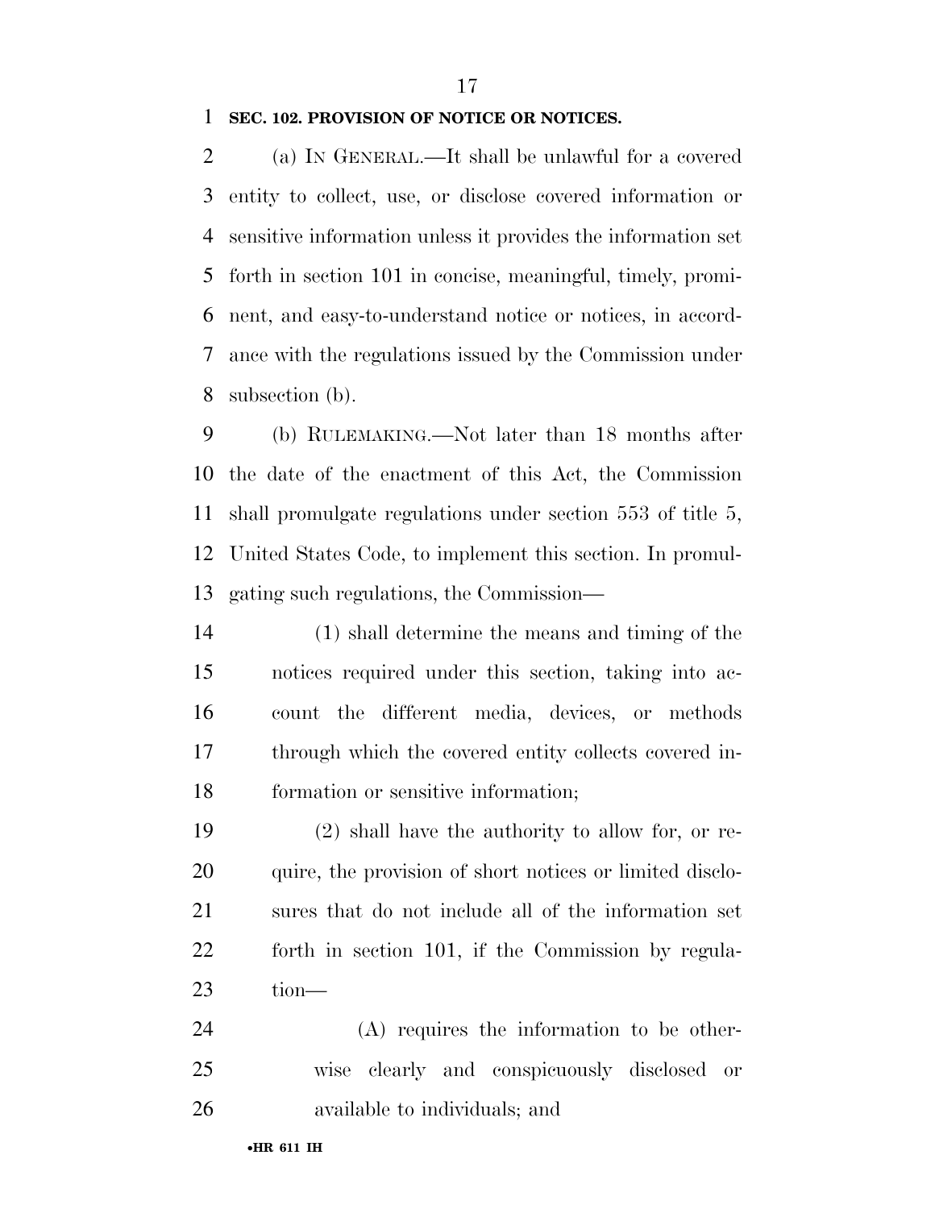**SEC. 102. PROVISION OF NOTICE OR NOTICES.**

(a) IN GENERAL.—It shall be unlawful for a covered entity to collect, use, or disclose covered information or sensitive information unless it provides the information set forth in section 101 in concise, meaningful, timely, prominent, and easy-to-understand notice or notices, in accordance with the regulations issued by the Commission under subsection (b).

(b) RULEMAKING.—Not later than 18 months after the date of the enactment of this Act, the Commission shall promulgate regulations under section 553 of title 5, United States Code, to implement this section. In promulgating such regulations, the Commission—

(1) shall determine the means and timing of the notices required under this section, taking into account the different media, devices, or methods through which the covered entity collects covered information or sensitive information;

(2) shall have the authority to allow for, or require, the provision of short notices or limited disclosures that do not include all of the information set forth in section 101, if the Commission by regulation—

(A) requires the information to be otherwise clearly and conspicuously disclosed or available to individuals; and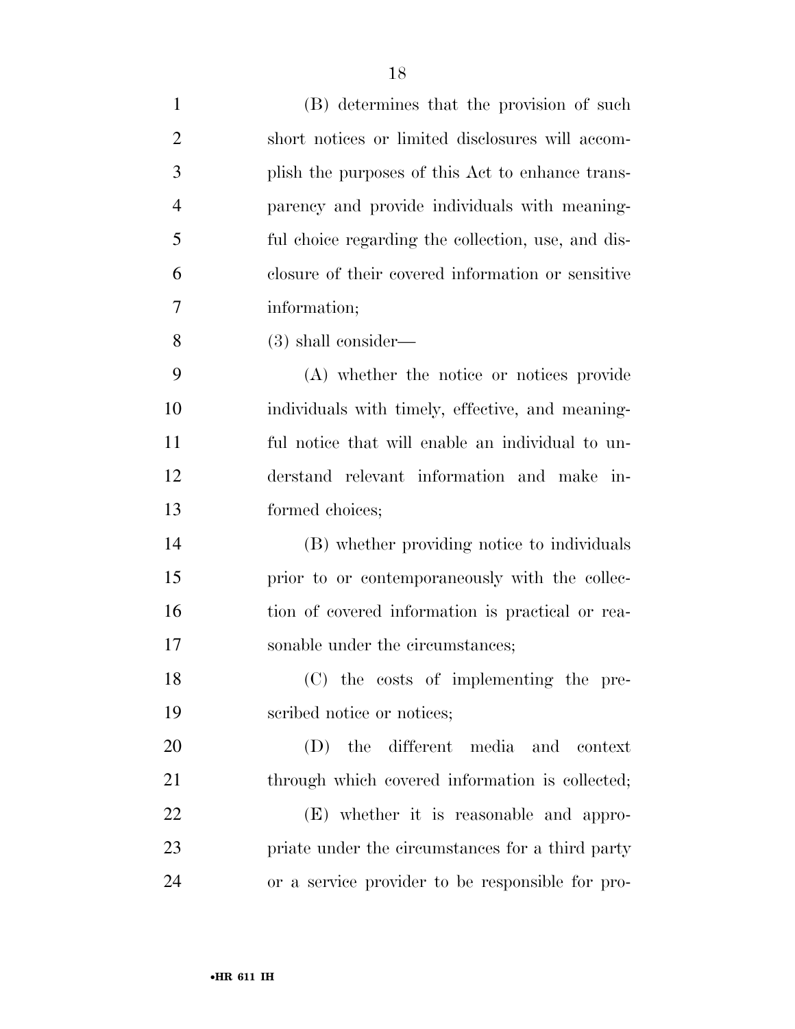(B) determines that the provision of such short notices or limited disclosures will accomplish the purposes of this Act to enhance transparency and provide individuals with meaningful choice regarding the collection, use, and disclosure of their covered information or sensitive information;

(3) shall consider—

(A) whether the notice or notices provide individuals with timely, effective, and meaningful notice that will enable an individual to understand relevant information and make informed choices;

(B) whether providing notice to individuals prior to or contemporaneously with the collection of covered information is practical or reasonable under the circumstances;

(C) the costs of implementing the prescribed notice or notices;

(D) the different media and context through which covered information is collected;

(E) whether it is reasonable and appropriate under the circumstances for a third party or a service provider to be responsible for pro-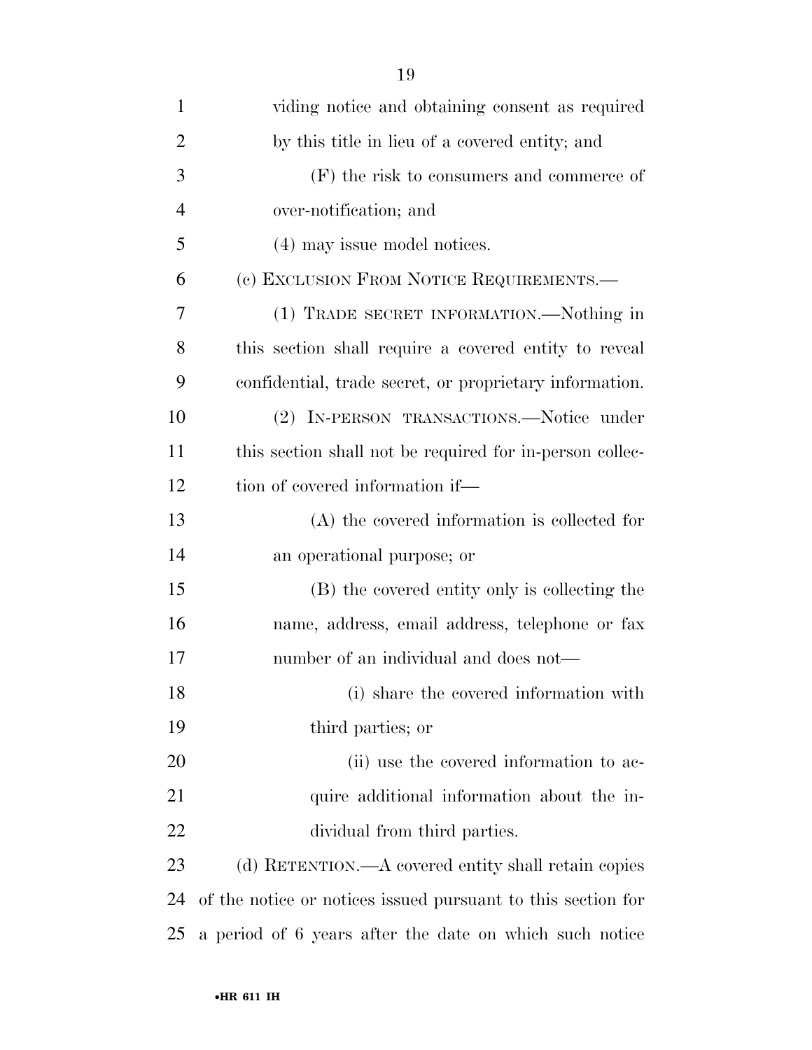viding notice and obtaining consent as required by this title in lieu of a covered entity; and

(F) the risk to consumers and commerce of over-notification; and

(4) may issue model notices.

(c) EXCLUSION FROM NOTICE REQUIREMENTS.—

(1) TRADE SECRET INFORMATION.—Nothing in this section shall require a covered entity to reveal confidential, trade secret, or proprietary information.

(2) IN-PERSON TRANSACTIONS.—Notice under this section shall not be required for in-person collection of covered information if—

(A) the covered information is collected for an operational purpose; or

(B) the covered entity only is collecting the name, address, email address, telephone or fax number of an individual and does not—

(i) share the covered information with third parties; or

(ii) use the covered information to acquire additional information about the individual from third parties.

(d) RETENTION.—A covered entity shall retain copies of the notice or notices issued pursuant to this section for a period of 6 years after the date on which such notice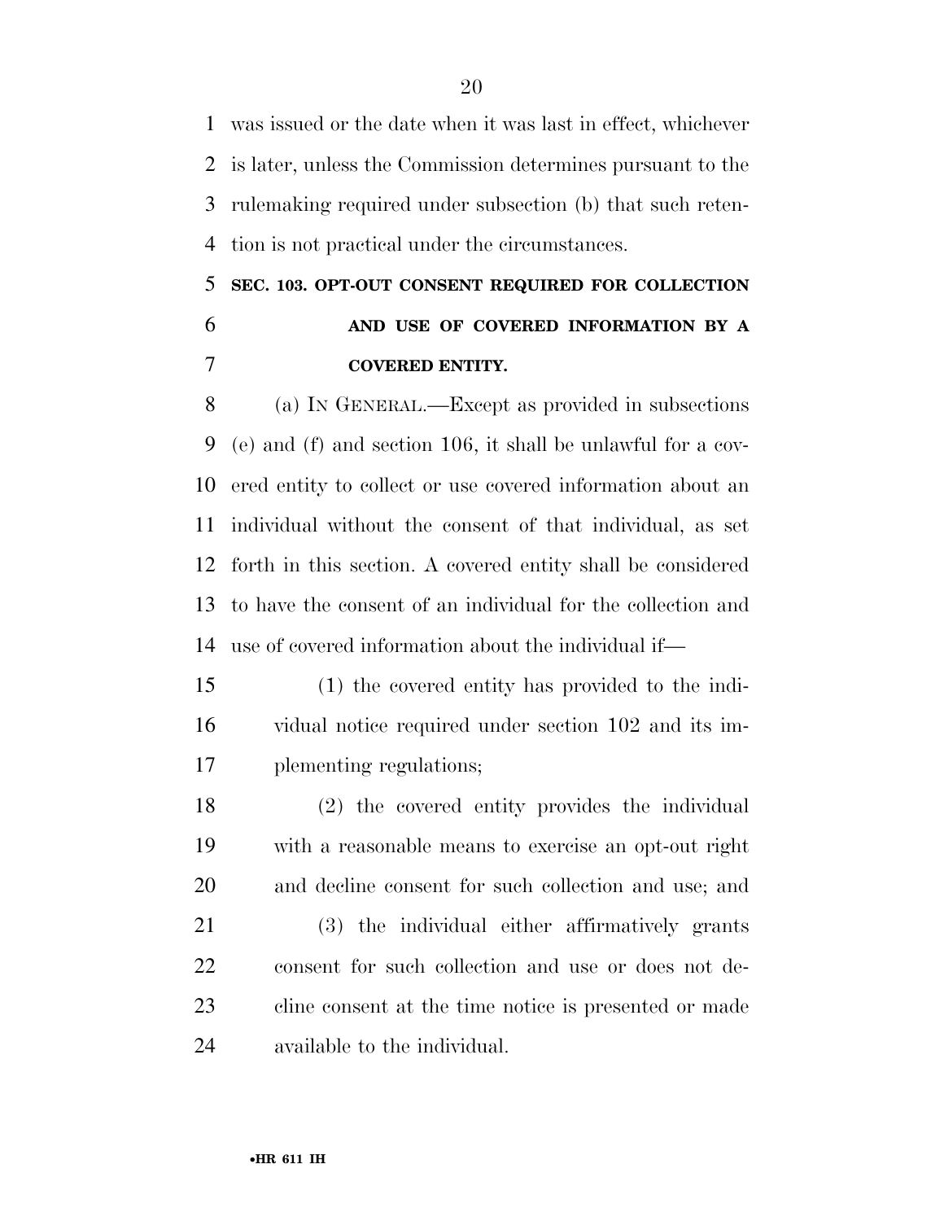was issued or the date when it was last in effect, whichever is later, unless the Commission determines pursuant to the rulemaking required under subsection (b) that such retention is not practical under the circumstances.

**SEC. 103. OPT-OUT CONSENT REQUIRED FOR COLLECTION AND USE OF COVERED INFORMATION BY A COVERED ENTITY.**

(a) IN GENERAL.—Except as provided in subsections (e) and (f) and section 106, it shall be unlawful for a covered entity to collect or use covered information about an individual without the consent of that individual, as set forth in this section. A covered entity shall be considered to have the consent of an individual for the collection and use of covered information about the individual if—

(1) the covered entity has provided to the individual notice required under section 102 and its implementing regulations;

(2) the covered entity provides the individual with a reasonable means to exercise an opt-out right and decline consent for such collection and use; and

(3) the individual either affirmatively grants consent for such collection and use or does not decline consent at the time notice is presented or made available to the individual.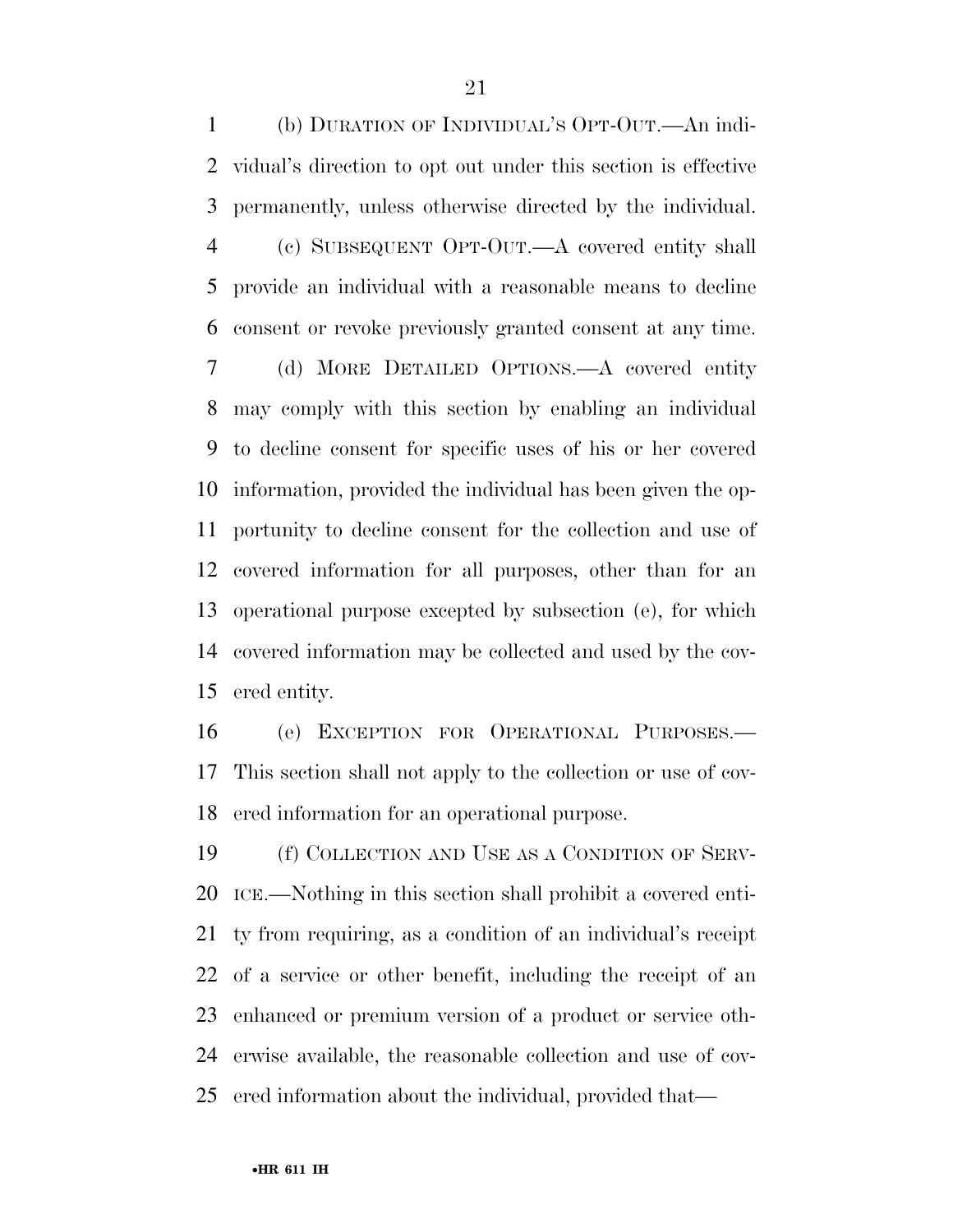(b) DURATION OF INDIVIDUAL'S OPT-OUT.—An individual's direction to opt out under this section is effective permanently, unless otherwise directed by the individual.

(c) SUBSEQUENT OPT-OUT.—A covered entity shall provide an individual with a reasonable means to decline consent or revoke previously granted consent at any time.

(d) MORE DETAILED OPTIONS.—A covered entity may comply with this section by enabling an individual to decline consent for specific uses of his or her covered information, provided the individual has been given the opportunity to decline consent for the collection and use of covered information for all purposes, other than for an operational purpose excepted by subsection (e), for which covered information may be collected and used by the covered entity.

(e) EXCEPTION FOR OPERATIONAL PURPOSES.—This section shall not apply to the collection or use of covered information for an operational purpose.

(f) COLLECTION AND USE AS A CONDITION OF SERVICE.—Nothing in this section shall prohibit a covered entity from requiring, as a condition of an individual's receipt of a service or other benefit, including the receipt of an enhanced or premium version of a product or service otherwise available, the reasonable collection and use of covered information about the individual, provided that—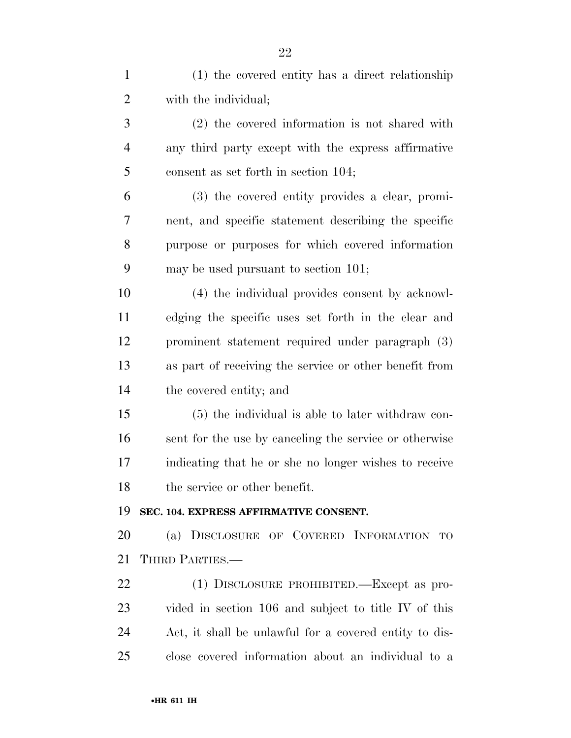(1) the covered entity has a direct relationship with the individual;

(2) the covered information is not shared with any third party except with the express affirmative consent as set forth in section 104;

(3) the covered entity provides a clear, prominent, and specific statement describing the specific purpose or purposes for which covered information may be used pursuant to section 101;

(4) the individual provides consent by acknowledging the specific uses set forth in the clear and prominent statement required under paragraph (3) as part of receiving the service or other benefit from the covered entity; and

(5) the individual is able to later withdraw consent for the use by canceling the service or otherwise indicating that he or she no longer wishes to receive the service or other benefit.

**SEC. 104. EXPRESS AFFIRMATIVE CONSENT.**

(a) DISCLOSURE OF COVERED INFORMATION TO THIRD PARTIES.—

(1) DISCLOSURE PROHIBITED.—Except as provided in section 106 and subject to title IV of this Act, it shall be unlawful for a covered entity to disclose covered information about an individual to a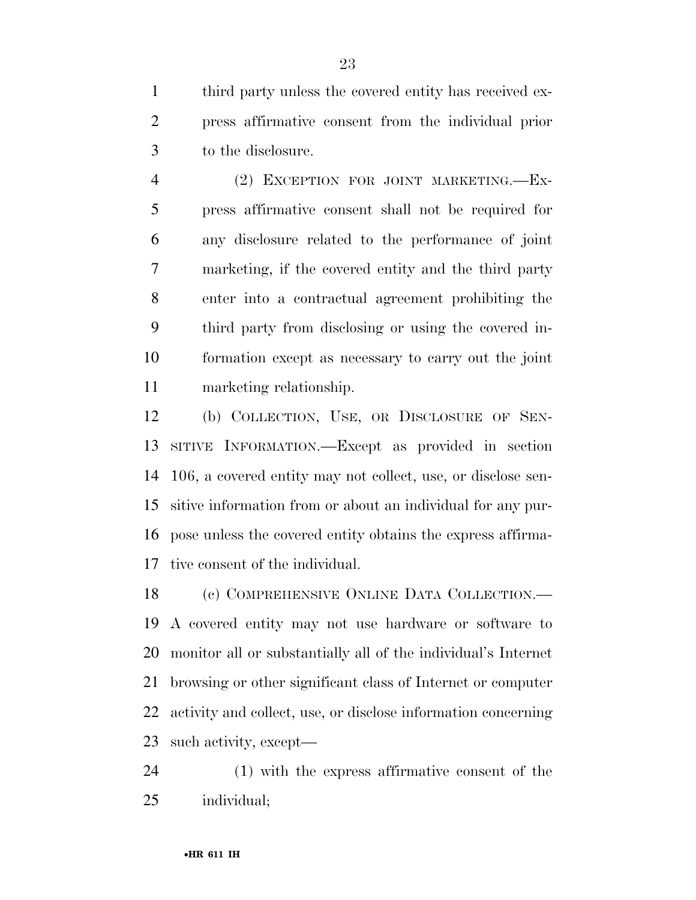third party unless the covered entity has received express affirmative consent from the individual prior to the disclosure.

(2) EXCEPTION FOR JOINT MARKETING.—Express affirmative consent shall not be required for any disclosure related to the performance of joint marketing, if the covered entity and the third party enter into a contractual agreement prohibiting the third party from disclosing or using the covered information except as necessary to carry out the joint marketing relationship.

(b) COLLECTION, USE, OR DISCLOSURE OF SENSITIVE INFORMATION.—Except as provided in section 106, a covered entity may not collect, use, or disclose sensitive information from or about an individual for any purpose unless the covered entity obtains the express affirmative consent of the individual.

(c) COMPREHENSIVE ONLINE DATA COLLECTION.—A covered entity may not use hardware or software to monitor all or substantially all of the individual's Internet browsing or other significant class of Internet or computer activity and collect, use, or disclose information concerning such activity, except—

(1) with the express affirmative consent of the individual;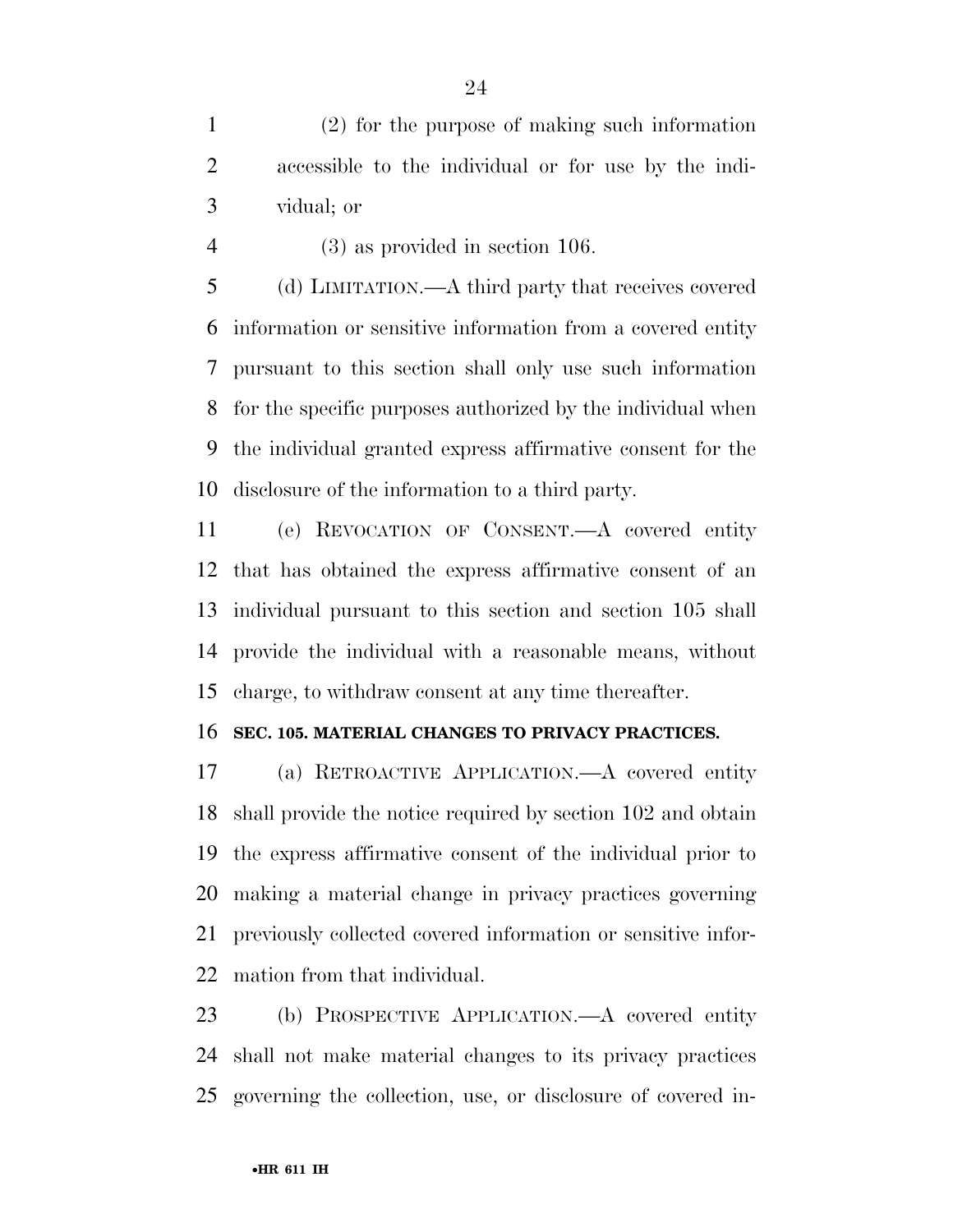(2) for the purpose of making such information accessible to the individual or for use by the individual; or

(3) as provided in section 106.

(d) LIMITATION.—A third party that receives covered information or sensitive information from a covered entity pursuant to this section shall only use such information for the specific purposes authorized by the individual when the individual granted express affirmative consent for the disclosure of the information to a third party.

(e) REVOCATION OF CONSENT.—A covered entity that has obtained the express affirmative consent of an individual pursuant to this section and section 105 shall provide the individual with a reasonable means, without charge, to withdraw consent at any time thereafter.

**SEC. 105. MATERIAL CHANGES TO PRIVACY PRACTICES.**

(a) RETROACTIVE APPLICATION.—A covered entity shall provide the notice required by section 102 and obtain the express affirmative consent of the individual prior to making a material change in privacy practices governing previously collected covered information or sensitive information from that individual.

(b) PROSPECTIVE APPLICATION.—A covered entity shall not make material changes to its privacy practices governing the collection, use, or disclosure of covered in-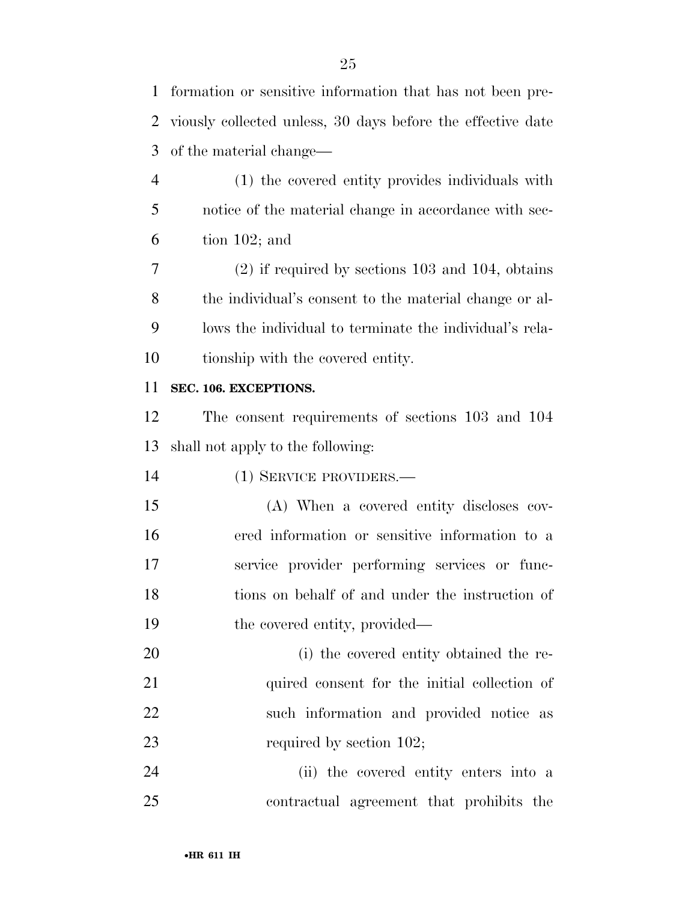formation or sensitive information that has not been previously collected unless, 30 days before the effective date of the material change—

(1) the covered entity provides individuals with notice of the material change in accordance with section 102; and

(2) if required by sections 103 and 104, obtains the individual's consent to the material change or allows the individual to terminate the individual's relationship with the covered entity.

**SEC. 106. EXCEPTIONS.**

The consent requirements of sections 103 and 104 shall not apply to the following:

(1) SERVICE PROVIDERS.—

(A) When a covered entity discloses covered information or sensitive information to a service provider performing services or functions on behalf of and under the instruction of the covered entity, provided—

(i) the covered entity obtained the required consent for the initial collection of such information and provided notice as required by section 102;

(ii) the covered entity enters into a contractual agreement that prohibits the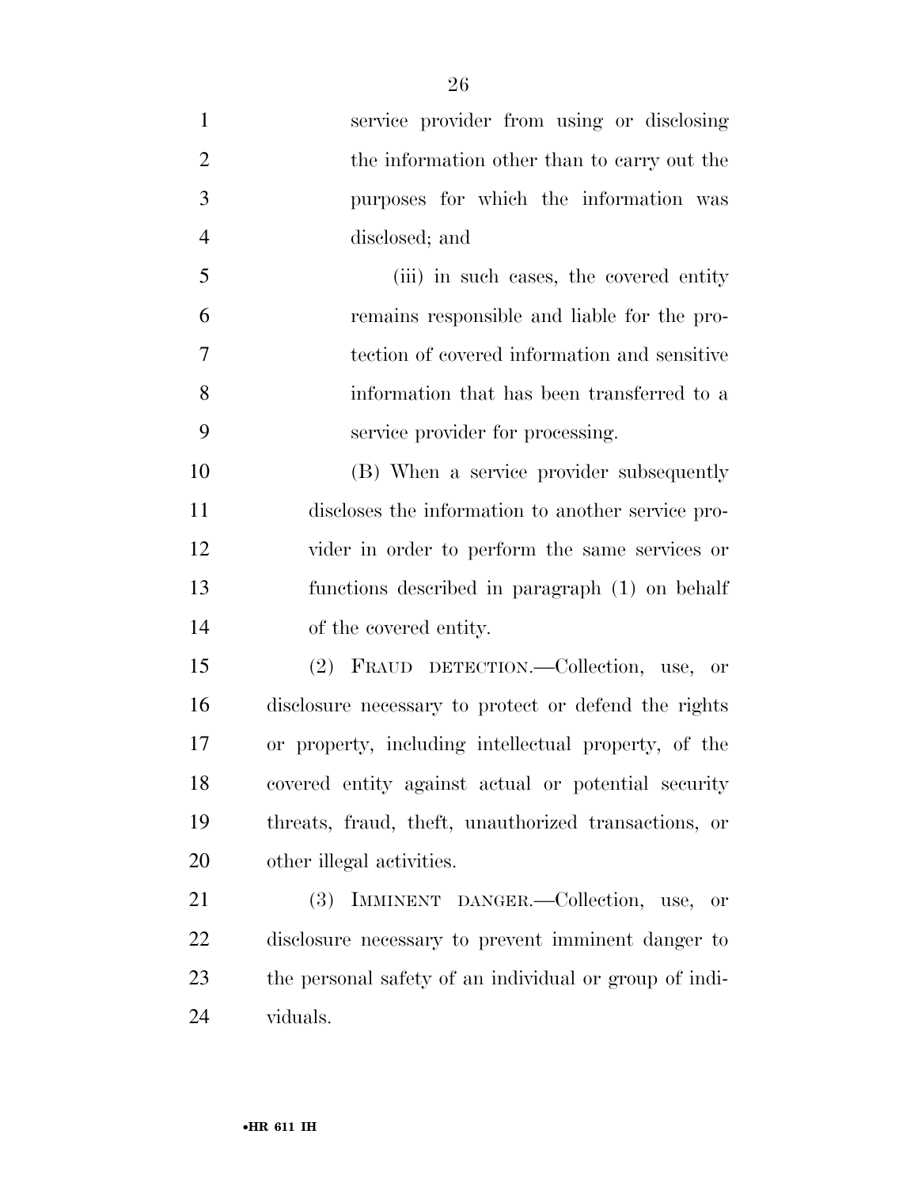service provider from using or disclosing the information other than to carry out the purposes for which the information was disclosed; and

(iii) in such cases, the covered entity remains responsible and liable for the protection of covered information and sensitive information that has been transferred to a service provider for processing.

(B) When a service provider subsequently discloses the information to another service provider in order to perform the same services or functions described in paragraph (1) on behalf of the covered entity.

(2) FRAUD DETECTION.—Collection, use, or disclosure necessary to protect or defend the rights or property, including intellectual property, of the covered entity against actual or potential security threats, fraud, theft, unauthorized transactions, or other illegal activities.

(3) IMMINENT DANGER.—Collection, use, or disclosure necessary to prevent imminent danger to the personal safety of an individual or group of individuals.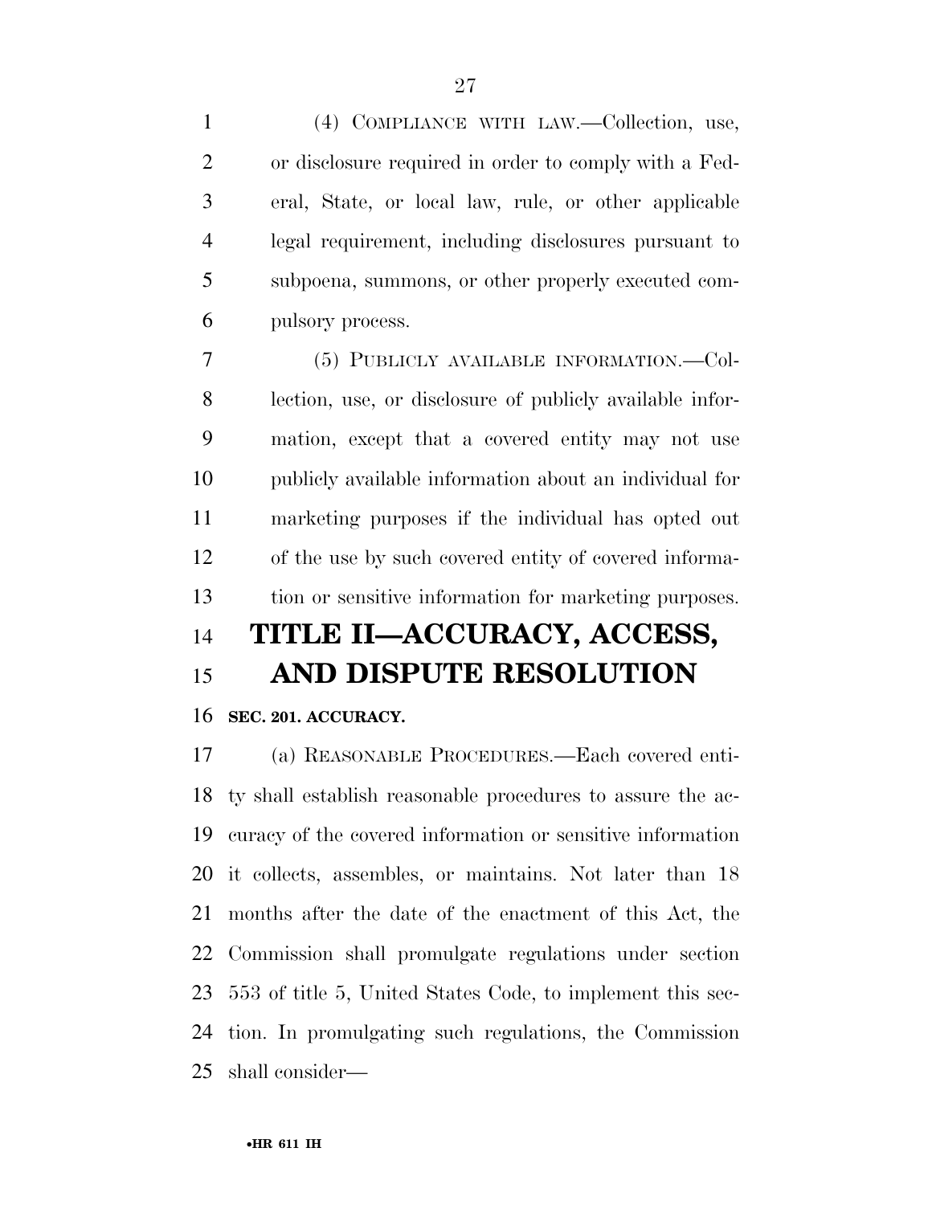(4) COMPLIANCE WITH LAW.—Collection, use, or disclosure required in order to comply with a Federal, State, or local law, rule, or other applicable legal requirement, including disclosures pursuant to subpoena, summons, or other properly executed compulsory process.

(5) PUBLICLY AVAILABLE INFORMATION.—Collection, use, or disclosure of publicly available information, except that a covered entity may not use publicly available information about an individual for marketing purposes if the individual has opted out of the use by such covered entity of covered information or sensitive information for marketing purposes.

# TITLE II—ACCURACY, ACCESS, AND DISPUTE RESOLUTION

### SEC. 201. ACCURACY.

(a) REASONABLE PROCEDURES.—Each covered entity shall establish reasonable procedures to assure the accuracy of the covered information or sensitive information it collects, assembles, or maintains. Not later than 18 months after the date of the enactment of this Act, the Commission shall promulgate regulations under section 553 of title 5, United States Code, to implement this section. In promulgating such regulations, the Commission shall consider—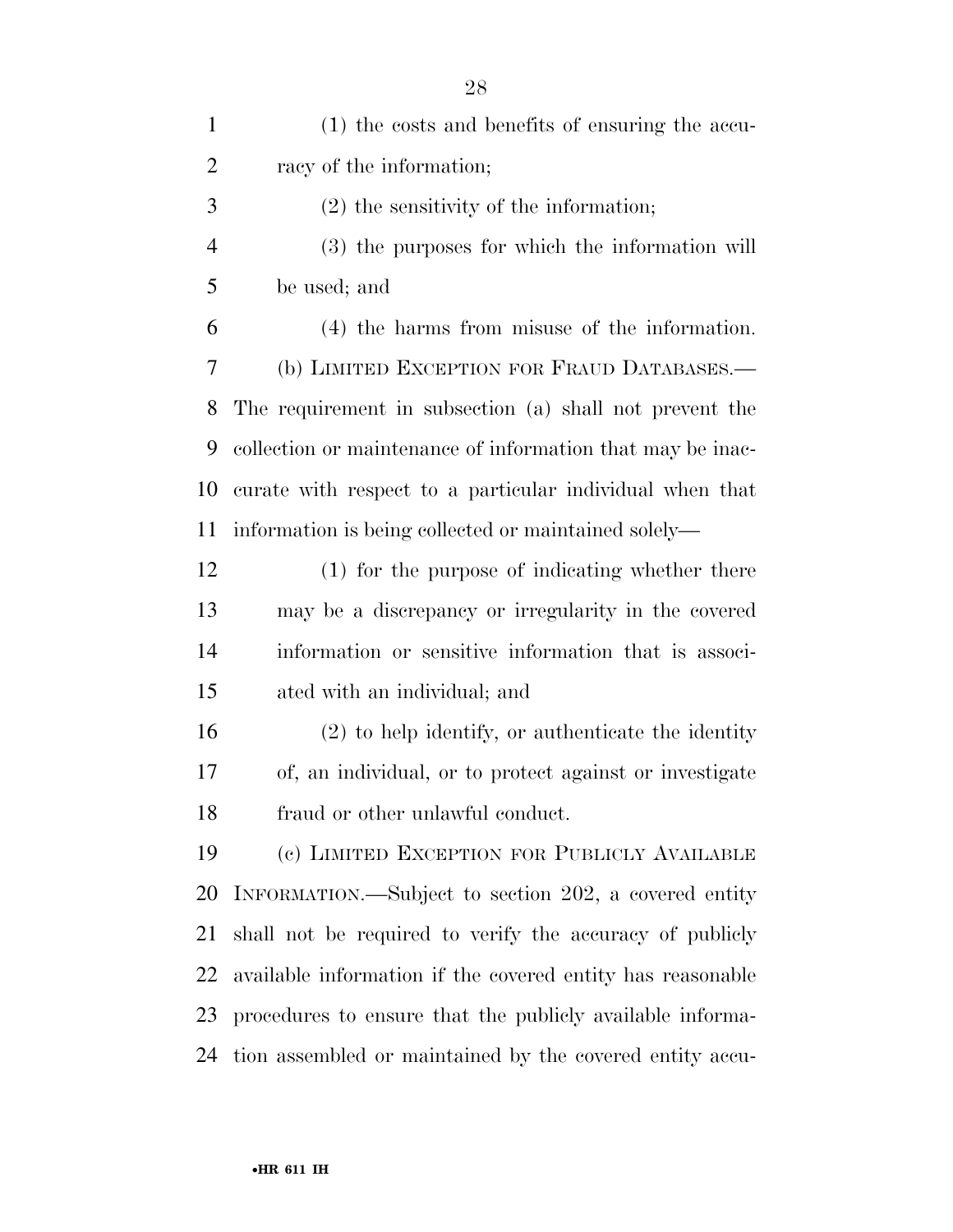(1) the costs and benefits of ensuring the accuracy of the information;

(2) the sensitivity of the information;

(3) the purposes for which the information will be used; and

(4) the harms from misuse of the information.

(b) LIMITED EXCEPTION FOR FRAUD DATABASES.—The requirement in subsection (a) shall not prevent the collection or maintenance of information that may be inaccurate with respect to a particular individual when that information is being collected or maintained solely—

(1) for the purpose of indicating whether there may be a discrepancy or irregularity in the covered information or sensitive information that is associated with an individual; and

(2) to help identify, or authenticate the identity of, an individual, or to protect against or investigate fraud or other unlawful conduct.

(c) LIMITED EXCEPTION FOR PUBLICLY AVAILABLE INFORMATION.—Subject to section 202, a covered entity shall not be required to verify the accuracy of publicly available information if the covered entity has reasonable procedures to ensure that the publicly available information assembled or maintained by the covered entity accu-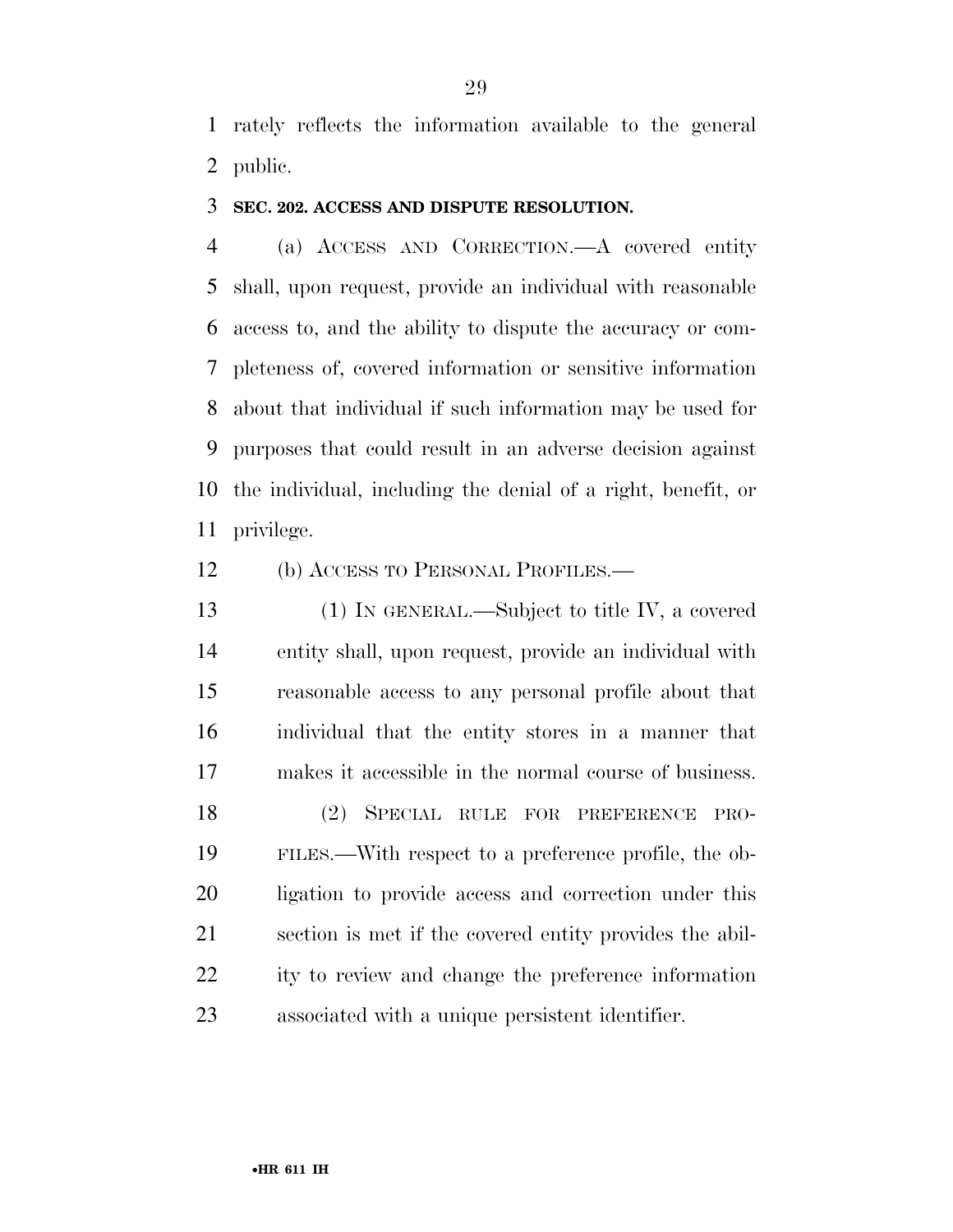rately reflects the information available to the general public.

**SEC. 202. ACCESS AND DISPUTE RESOLUTION.**

(a) ACCESS AND CORRECTION.—A covered entity shall, upon request, provide an individual with reasonable access to, and the ability to dispute the accuracy or completeness of, covered information or sensitive information about that individual if such information may be used for purposes that could result in an adverse decision against the individual, including the denial of a right, benefit, or privilege.

(b) ACCESS TO PERSONAL PROFILES.—

(1) IN GENERAL.—Subject to title IV, a covered entity shall, upon request, provide an individual with reasonable access to any personal profile about that individual that the entity stores in a manner that makes it accessible in the normal course of business.

(2) SPECIAL RULE FOR PREFERENCE PROFILES.—With respect to a preference profile, the obligation to provide access and correction under this section is met if the covered entity provides the ability to review and change the preference information associated with a unique persistent identifier.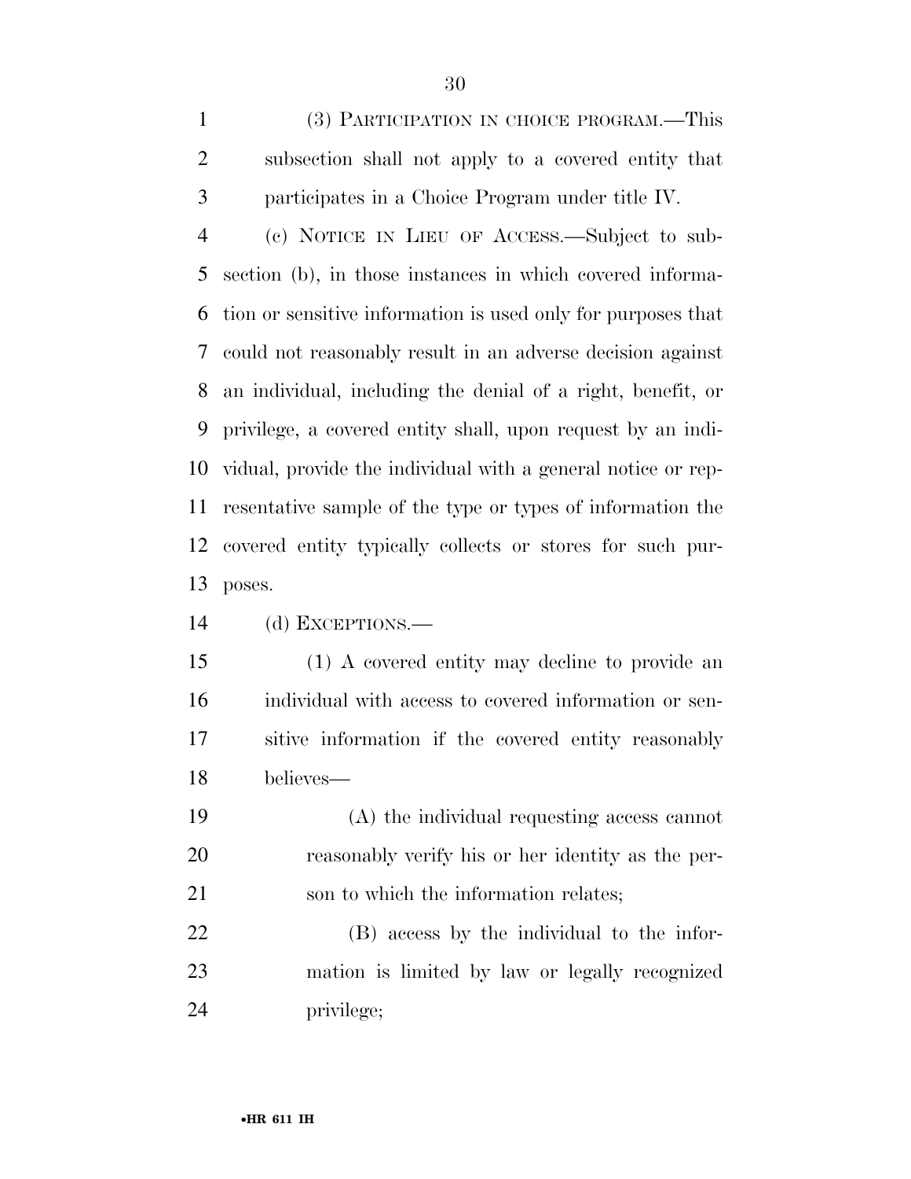(3) PARTICIPATION IN CHOICE PROGRAM.—This subsection shall not apply to a covered entity that participates in a Choice Program under title IV.

(c) NOTICE IN LIEU OF ACCESS.—Subject to subsection (b), in those instances in which covered information or sensitive information is used only for purposes that could not reasonably result in an adverse decision against an individual, including the denial of a right, benefit, or privilege, a covered entity shall, upon request by an individual, provide the individual with a general notice or representative sample of the type or types of information the covered entity typically collects or stores for such purposes.

(d) EXCEPTIONS.—

(1) A covered entity may decline to provide an individual with access to covered information or sensitive information if the covered entity reasonably believes—

(A) the individual requesting access cannot reasonably verify his or her identity as the person to which the information relates;

(B) access by the individual to the information is limited by law or legally recognized privilege;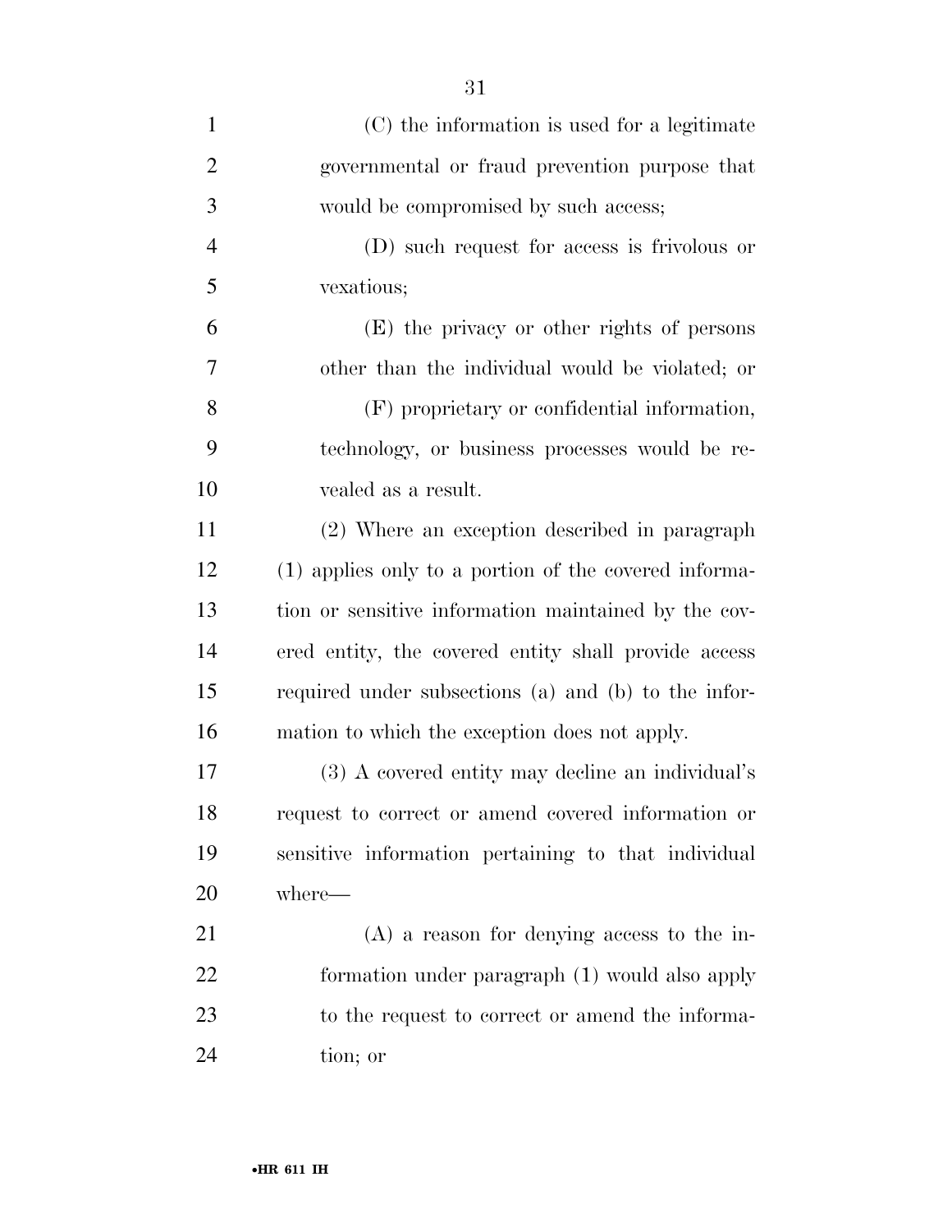(C) the information is used for a legitimate governmental or fraud prevention purpose that would be compromised by such access;

(D) such request for access is frivolous or vexatious;

(E) the privacy or other rights of persons other than the individual would be violated; or

(F) proprietary or confidential information, technology, or business processes would be revealed as a result.

(2) Where an exception described in paragraph (1) applies only to a portion of the covered information or sensitive information maintained by the covered entity, the covered entity shall provide access required under subsections (a) and (b) to the information to which the exception does not apply.

(3) A covered entity may decline an individual's request to correct or amend covered information or sensitive information pertaining to that individual where—

(A) a reason for denying access to the information under paragraph (1) would also apply to the request to correct or amend the information; or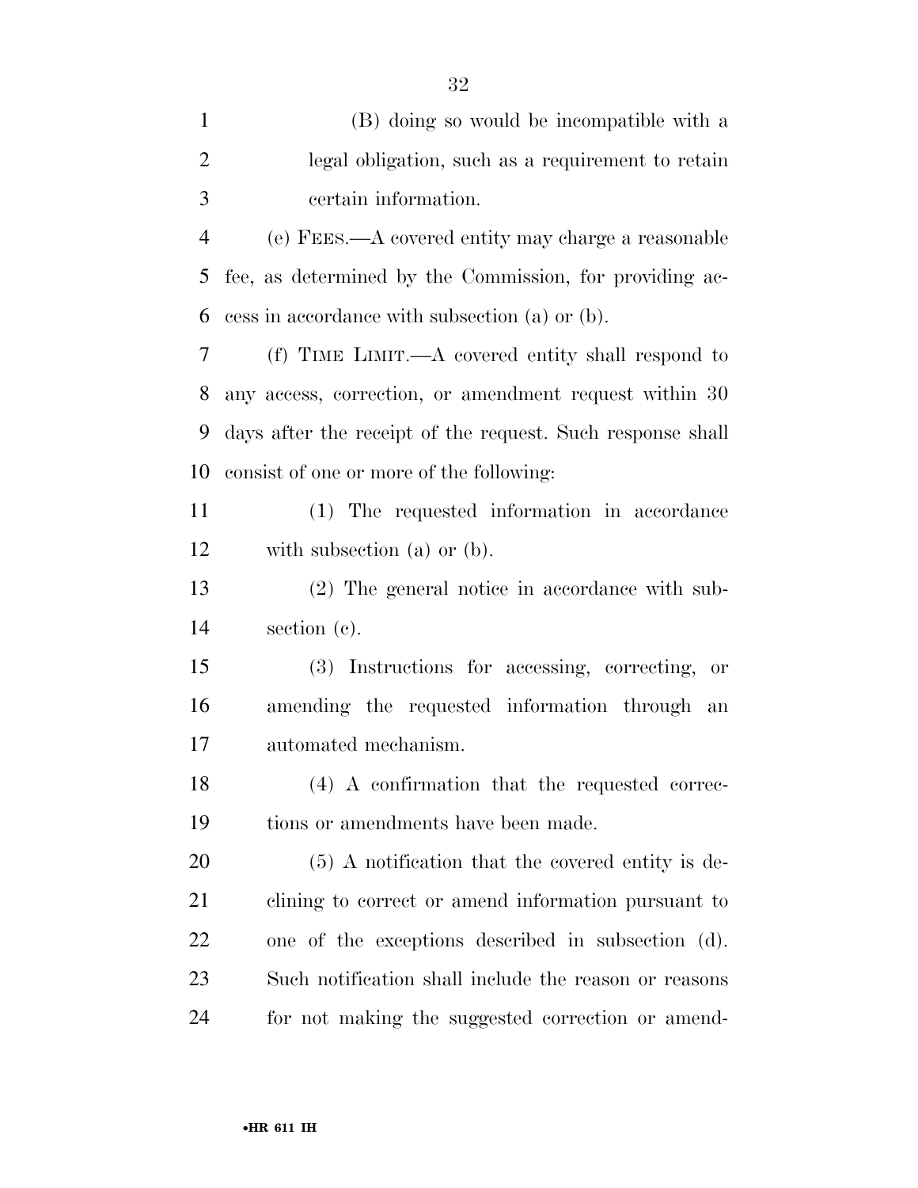(B) doing so would be incompatible with a legal obligation, such as a requirement to retain certain information.

(e) FEES.—A covered entity may charge a reasonable fee, as determined by the Commission, for providing access in accordance with subsection (a) or (b).

(f) TIME LIMIT.—A covered entity shall respond to any access, correction, or amendment request within 30 days after the receipt of the request. Such response shall consist of one or more of the following:

(1) The requested information in accordance with subsection (a) or (b).

(2) The general notice in accordance with subsection (c).

(3) Instructions for accessing, correcting, or amending the requested information through an automated mechanism.

(4) A confirmation that the requested corrections or amendments have been made.

(5) A notification that the covered entity is declining to correct or amend information pursuant to one of the exceptions described in subsection (d). Such notification shall include the reason or reasons for not making the suggested correction or amend-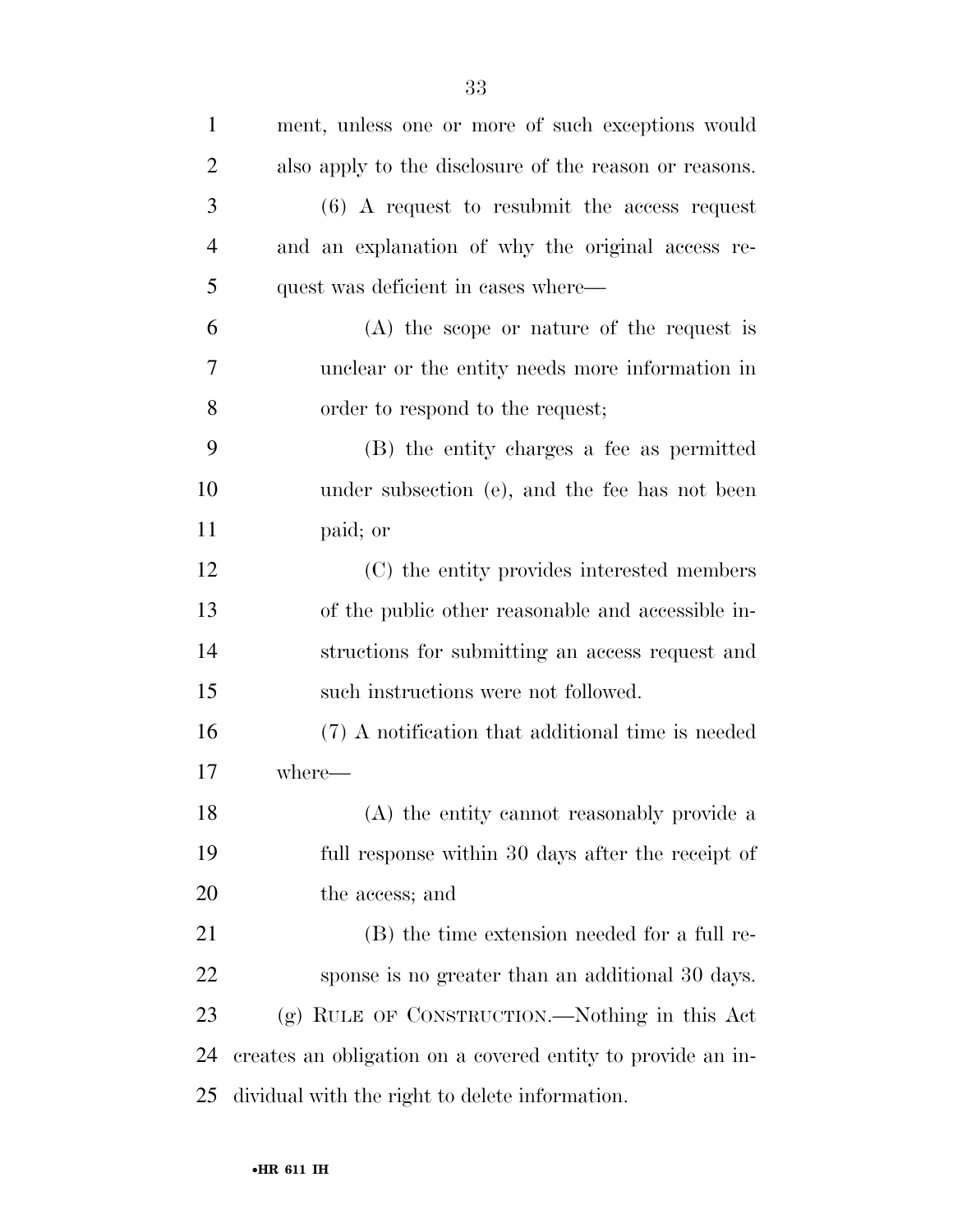ment, unless one or more of such exceptions would also apply to the disclosure of the reason or reasons.

(6) A request to resubmit the access request and an explanation of why the original access request was deficient in cases where—

(A) the scope or nature of the request is unclear or the entity needs more information in order to respond to the request;

(B) the entity charges a fee as permitted under subsection (e), and the fee has not been paid; or

(C) the entity provides interested members of the public other reasonable and accessible instructions for submitting an access request and such instructions were not followed.

(7) A notification that additional time is needed where—

(A) the entity cannot reasonably provide a full response within 30 days after the receipt of the access; and

(B) the time extension needed for a full response is no greater than an additional 30 days.

(g) RULE OF CONSTRUCTION.—Nothing in this Act creates an obligation on a covered entity to provide an individual with the right to delete information.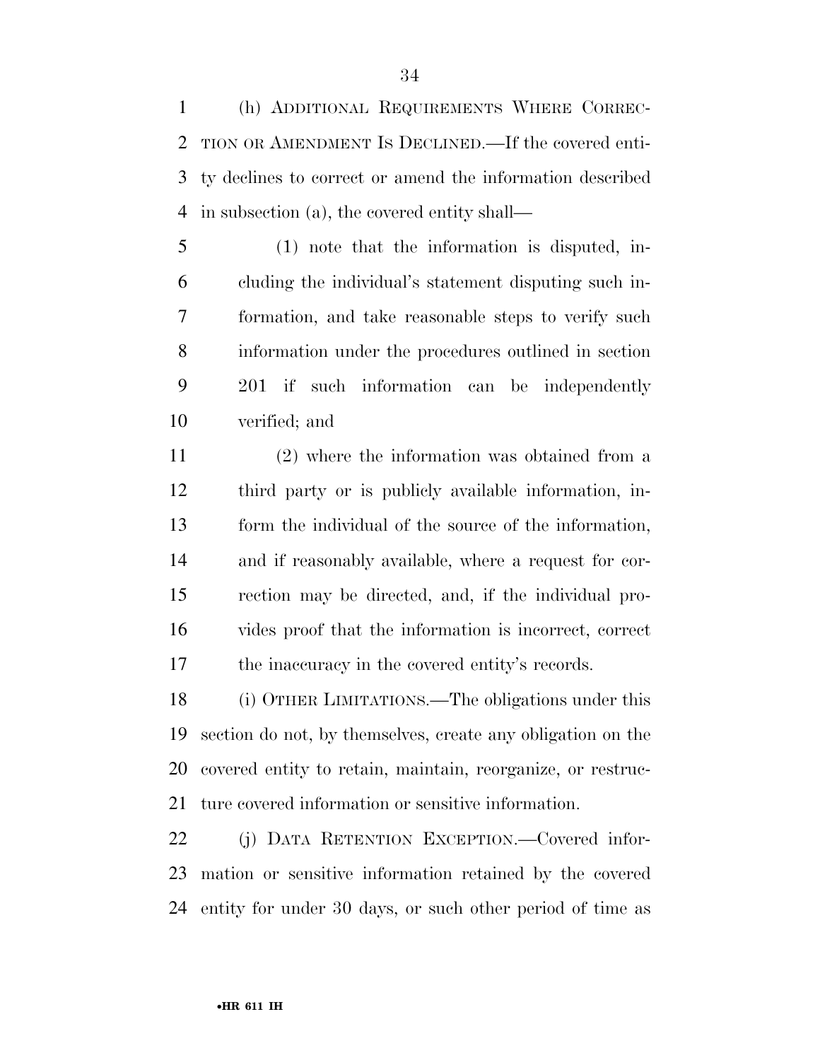(h) ADDITIONAL REQUIREMENTS WHERE CORRECTION OR AMENDMENT IS DECLINED.—If the covered entity declines to correct or amend the information described in subsection (a), the covered entity shall—

(1) note that the information is disputed, including the individual's statement disputing such information, and take reasonable steps to verify such information under the procedures outlined in section 201 if such information can be independently verified; and

(2) where the information was obtained from a third party or is publicly available information, inform the individual of the source of the information, and if reasonably available, where a request for correction may be directed, and, if the individual provides proof that the information is incorrect, correct the inaccuracy in the covered entity's records.

(i) OTHER LIMITATIONS.—The obligations under this section do not, by themselves, create any obligation on the covered entity to retain, maintain, reorganize, or restructure covered information or sensitive information.

(j) DATA RETENTION EXCEPTION.—Covered information or sensitive information retained by the covered entity for under 30 days, or such other period of time as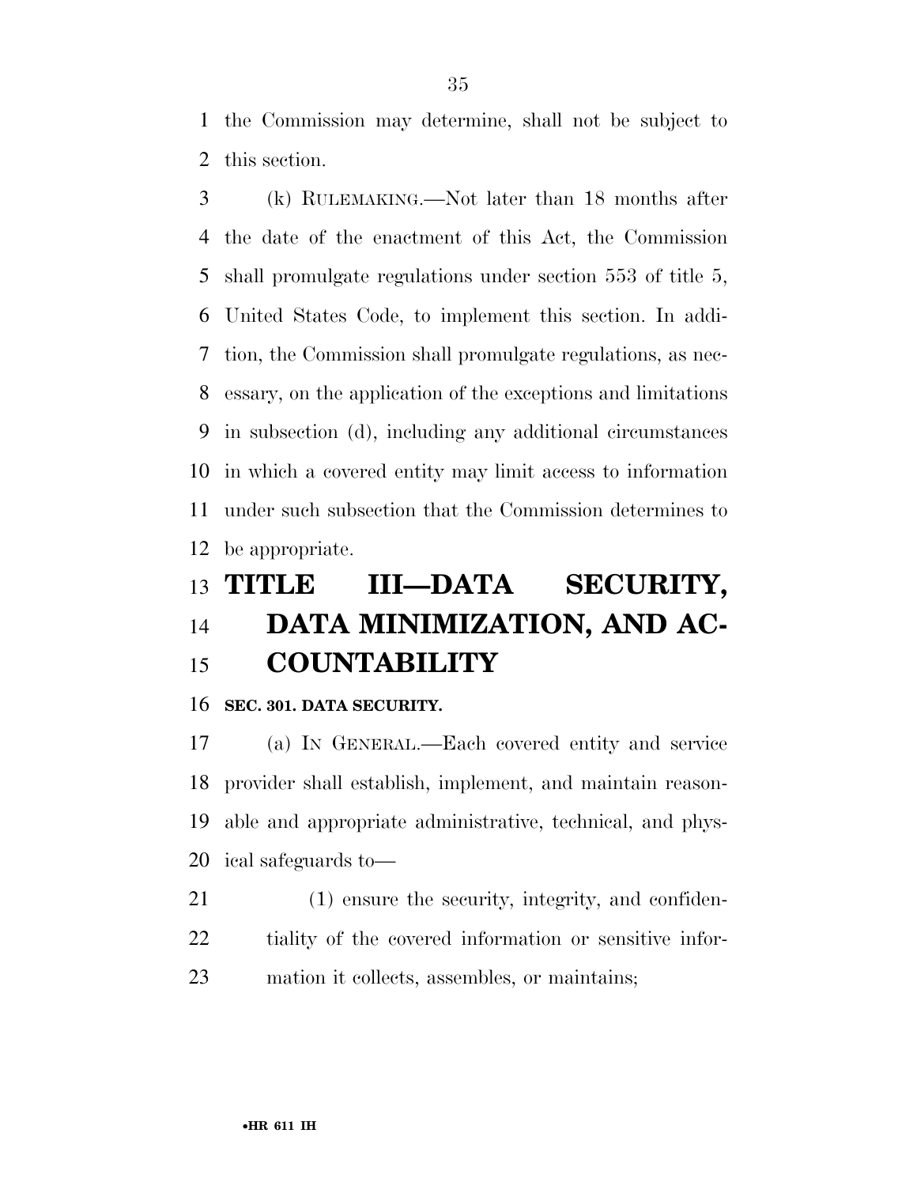the Commission may determine, shall not be subject to this section.

(k) RULEMAKING.—Not later than 18 months after the date of the enactment of this Act, the Commission shall promulgate regulations under section 553 of title 5, United States Code, to implement this section. In addition, the Commission shall promulgate regulations, as necessary, on the application of the exceptions and limitations in subsection (d), including any additional circumstances in which a covered entity may limit access to information under such subsection that the Commission determines to be appropriate.

# TITLE III—DATA SECURITY, DATA MINIMIZATION, AND ACCOUNTABILITY

### SEC. 301. DATA SECURITY.

(a) IN GENERAL.—Each covered entity and service provider shall establish, implement, and maintain reasonable and appropriate administrative, technical, and physical safeguards to—

(1) ensure the security, integrity, and confidentiality of the covered information or sensitive information it collects, assembles, or maintains;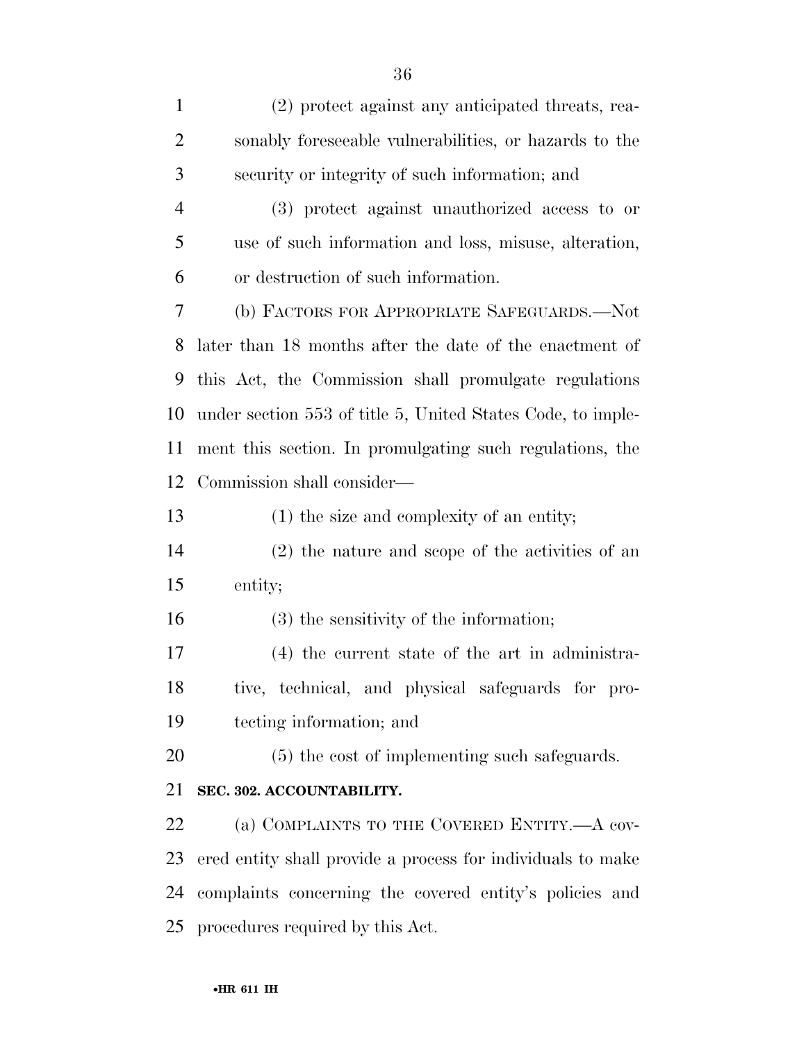(2) protect against any anticipated threats, reasonably foreseeable vulnerabilities, or hazards to the security or integrity of such information; and

(3) protect against unauthorized access to or use of such information and loss, misuse, alteration, or destruction of such information.

(b) FACTORS FOR APPROPRIATE SAFEGUARDS.—Not later than 18 months after the date of the enactment of this Act, the Commission shall promulgate regulations under section 553 of title 5, United States Code, to implement this section. In promulgating such regulations, the Commission shall consider—

(1) the size and complexity of an entity;

(2) the nature and scope of the activities of an entity;

(3) the sensitivity of the information;

(4) the current state of the art in administrative, technical, and physical safeguards for protecting information; and

(5) the cost of implementing such safeguards.

**SEC. 302. ACCOUNTABILITY.**

(a) COMPLAINTS TO THE COVERED ENTITY.—A covered entity shall provide a process for individuals to make complaints concerning the covered entity's policies and procedures required by this Act.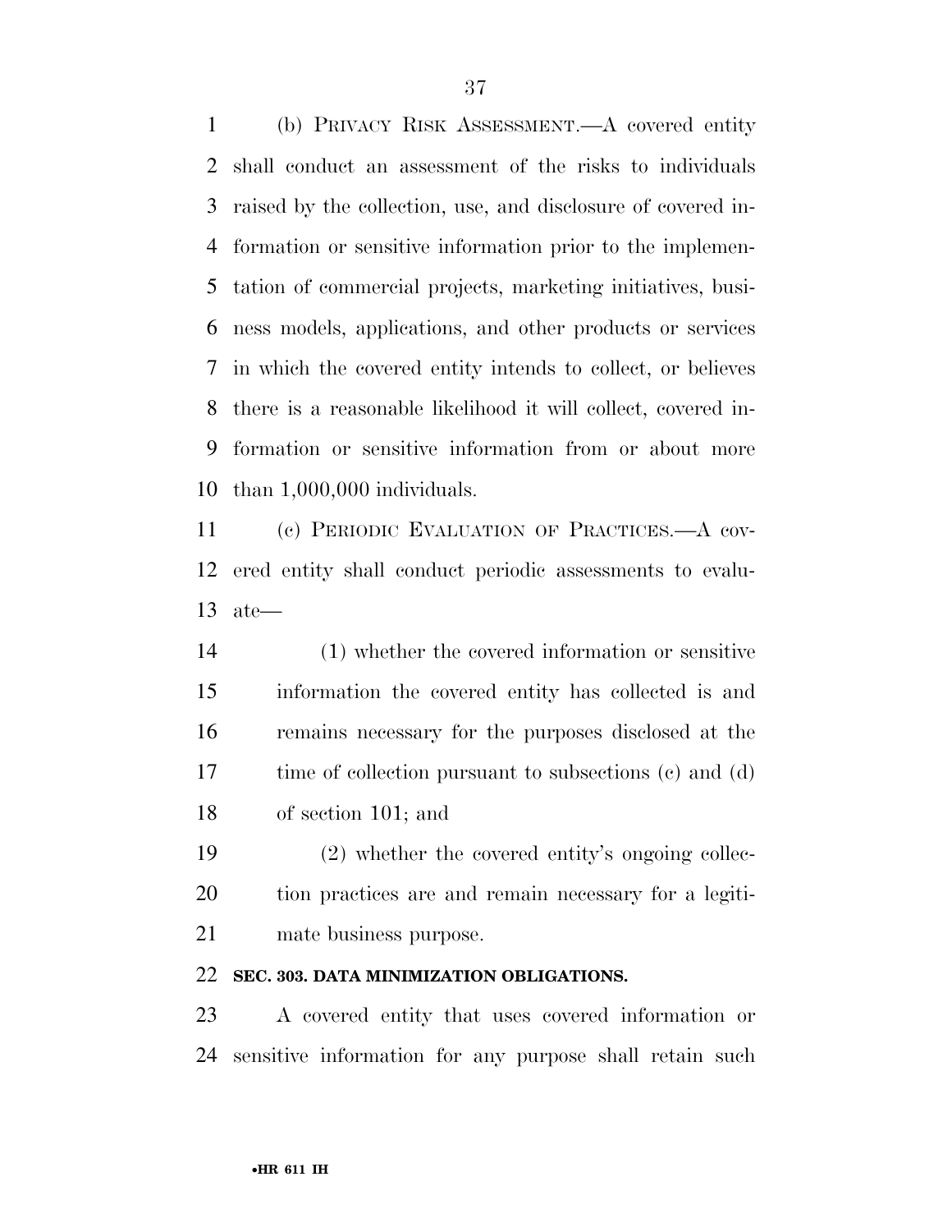(b) PRIVACY RISK ASSESSMENT.—A covered entity shall conduct an assessment of the risks to individuals raised by the collection, use, and disclosure of covered information or sensitive information prior to the implementation of commercial projects, marketing initiatives, business models, applications, and other products or services in which the covered entity intends to collect, or believes there is a reasonable likelihood it will collect, covered information or sensitive information from or about more than 1,000,000 individuals.

(c) PERIODIC EVALUATION OF PRACTICES.—A covered entity shall conduct periodic assessments to evaluate—

(1) whether the covered information or sensitive information the covered entity has collected is and remains necessary for the purposes disclosed at the time of collection pursuant to subsections (c) and (d) of section 101; and

(2) whether the covered entity's ongoing collection practices are and remain necessary for a legitimate business purpose.

**SEC. 303. DATA MINIMIZATION OBLIGATIONS.**

A covered entity that uses covered information or sensitive information for any purpose shall retain such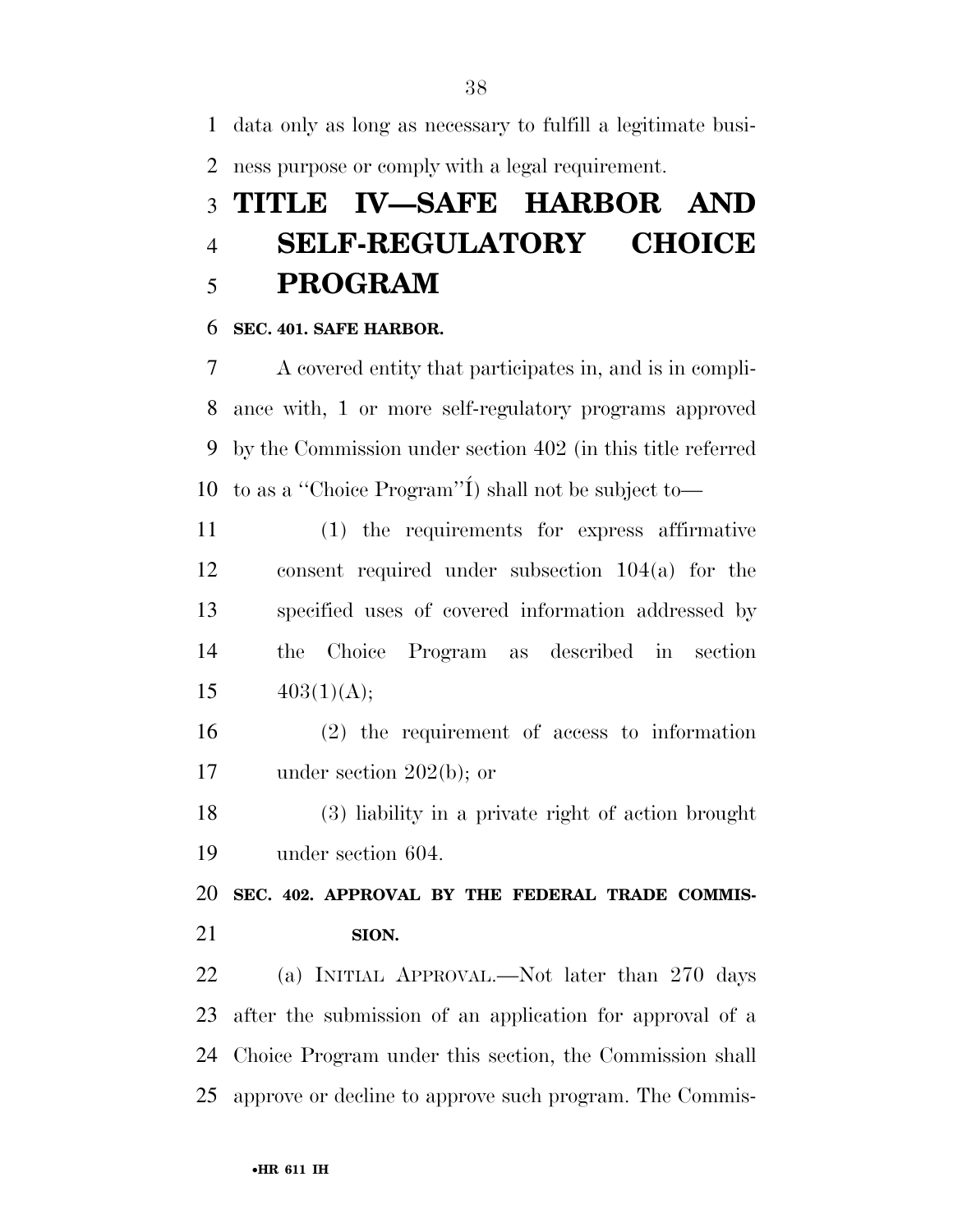data only as long as necessary to fulfill a legitimate business purpose or comply with a legal requirement.

# TITLE IV—SAFE HARBOR AND SELF-REGULATORY CHOICE PROGRAM

### SEC. 401. SAFE HARBOR.

A covered entity that participates in, and is in compliance with, 1 or more self-regulatory programs approved by the Commission under section 402 (in this title referred to as a ''Choice Program''Í) shall not be subject to—

(1) the requirements for express affirmative consent required under subsection 104(a) for the specified uses of covered information addressed by the Choice Program as described in section 403(1)(A);

(2) the requirement of access to information under section 202(b); or

(3) liability in a private right of action brought under section 604.

### SEC. 402. APPROVAL BY THE FEDERAL TRADE COMMISSION.

(a) INITIAL APPROVAL.—Not later than 270 days after the submission of an application for approval of a Choice Program under this section, the Commission shall approve or decline to approve such program. The Commis-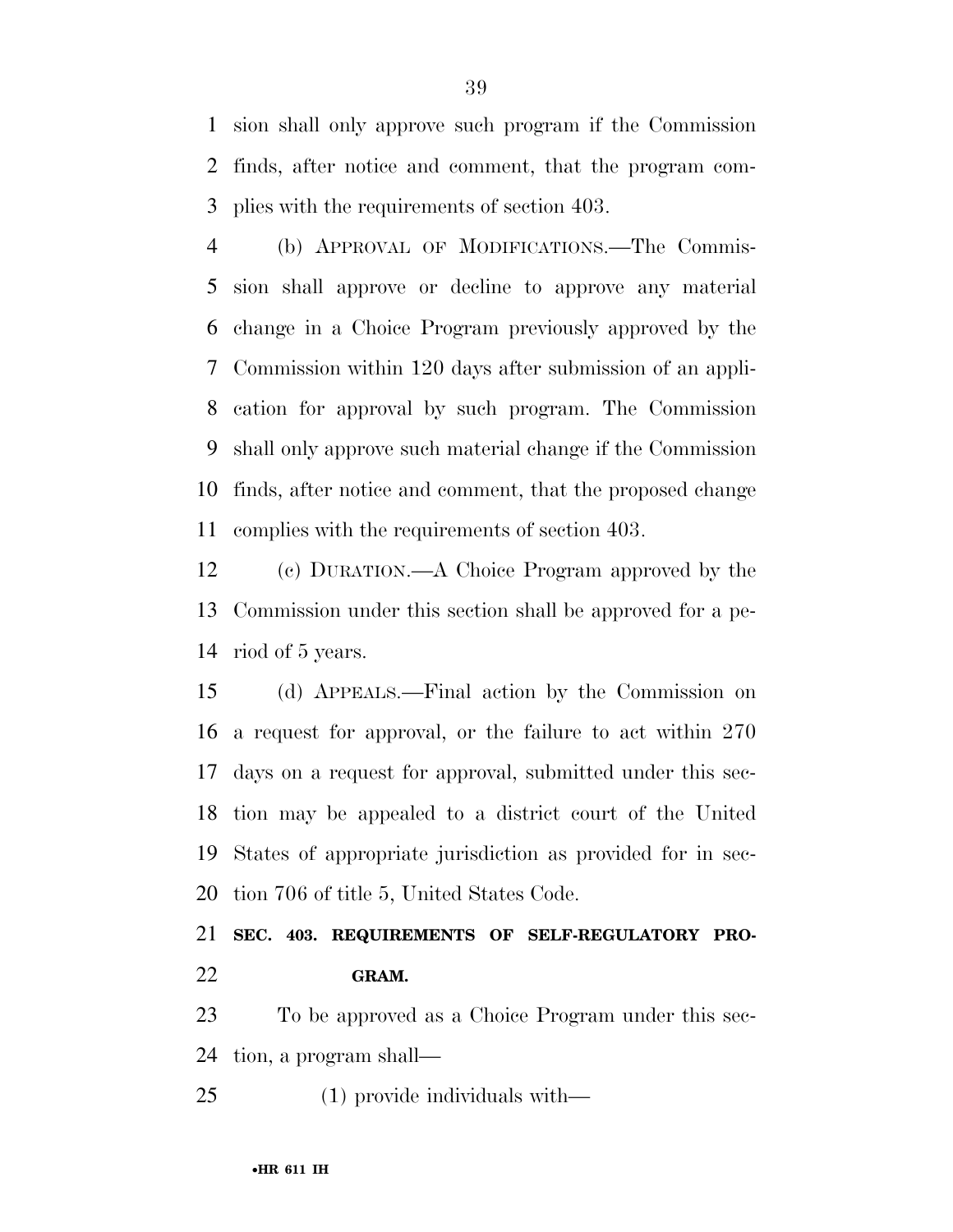sion shall only approve such program if the Commission finds, after notice and comment, that the program complies with the requirements of section 403.

(b) APPROVAL OF MODIFICATIONS.—The Commission shall approve or decline to approve any material change in a Choice Program previously approved by the Commission within 120 days after submission of an application for approval by such program. The Commission shall only approve such material change if the Commission finds, after notice and comment, that the proposed change complies with the requirements of section 403.

(c) DURATION.—A Choice Program approved by the Commission under this section shall be approved for a period of 5 years.

(d) APPEALS.—Final action by the Commission on a request for approval, or the failure to act within 270 days on a request for approval, submitted under this section may be appealed to a district court of the United States of appropriate jurisdiction as provided for in section 706 of title 5, United States Code.

**SEC. 403. REQUIREMENTS OF SELF-REGULATORY PROGRAM.**

To be approved as a Choice Program under this section, a program shall—

(1) provide individuals with—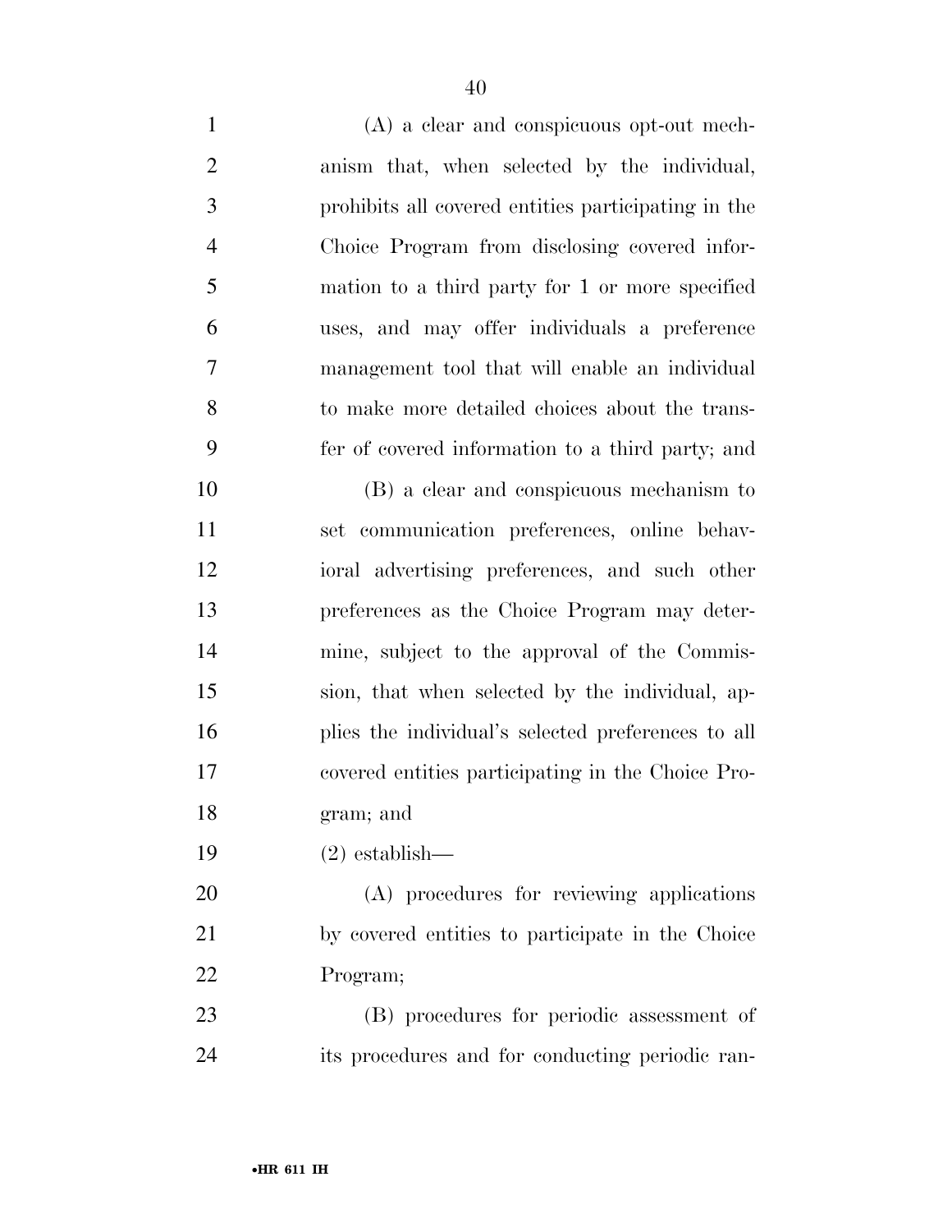(A) a clear and conspicuous opt-out mechanism that, when selected by the individual, prohibits all covered entities participating in the Choice Program from disclosing covered information to a third party for 1 or more specified uses, and may offer individuals a preference management tool that will enable an individual to make more detailed choices about the transfer of covered information to a third party; and

(B) a clear and conspicuous mechanism to set communication preferences, online behavioral advertising preferences, and such other preferences as the Choice Program may determine, subject to the approval of the Commission, that when selected by the individual, applies the individual's selected preferences to all covered entities participating in the Choice Program; and

(2) establish—

(A) procedures for reviewing applications by covered entities to participate in the Choice Program;

(B) procedures for periodic assessment of its procedures and for conducting periodic ran-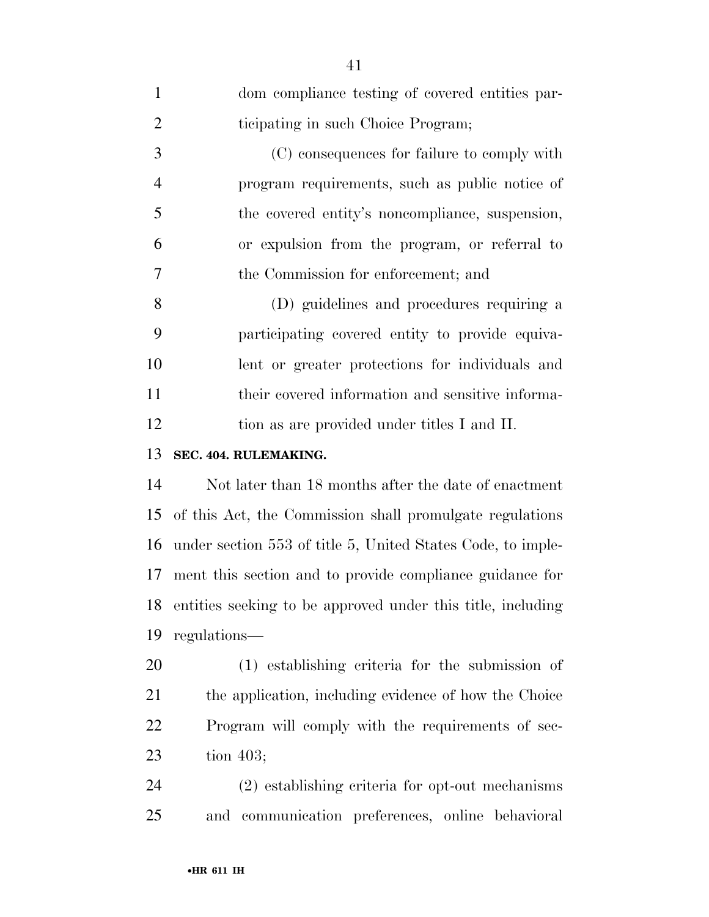dom compliance testing of covered entities participating in such Choice Program;

(C) consequences for failure to comply with program requirements, such as public notice of the covered entity's noncompliance, suspension, or expulsion from the program, or referral to the Commission for enforcement; and

(D) guidelines and procedures requiring a participating covered entity to provide equivalent or greater protections for individuals and their covered information and sensitive information as are provided under titles I and II.

**SEC. 404. RULEMAKING.**

Not later than 18 months after the date of enactment of this Act, the Commission shall promulgate regulations under section 553 of title 5, United States Code, to implement this section and to provide compliance guidance for entities seeking to be approved under this title, including regulations—

(1) establishing criteria for the submission of the application, including evidence of how the Choice Program will comply with the requirements of section 403;

(2) establishing criteria for opt-out mechanisms and communication preferences, online behavioral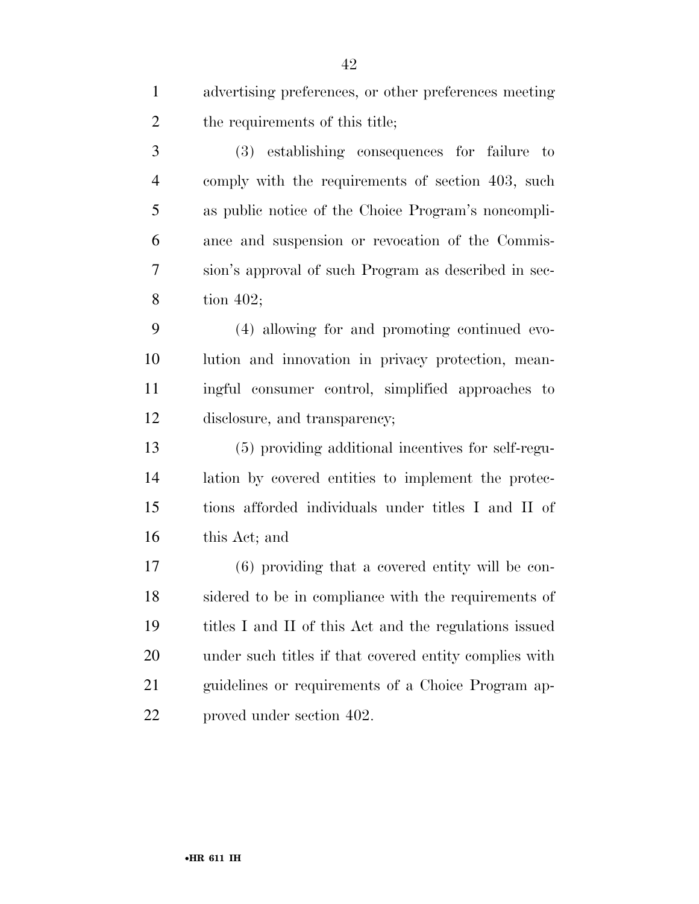advertising preferences, or other preferences meeting the requirements of this title;

(3) establishing consequences for failure to comply with the requirements of section 403, such as public notice of the Choice Program's noncompliance and suspension or revocation of the Commission's approval of such Program as described in section 402;

(4) allowing for and promoting continued evolution and innovation in privacy protection, meaningful consumer control, simplified approaches to disclosure, and transparency;

(5) providing additional incentives for self-regulation by covered entities to implement the protections afforded individuals under titles I and II of this Act; and

(6) providing that a covered entity will be considered to be in compliance with the requirements of titles I and II of this Act and the regulations issued under such titles if that covered entity complies with guidelines or requirements of a Choice Program approved under section 402.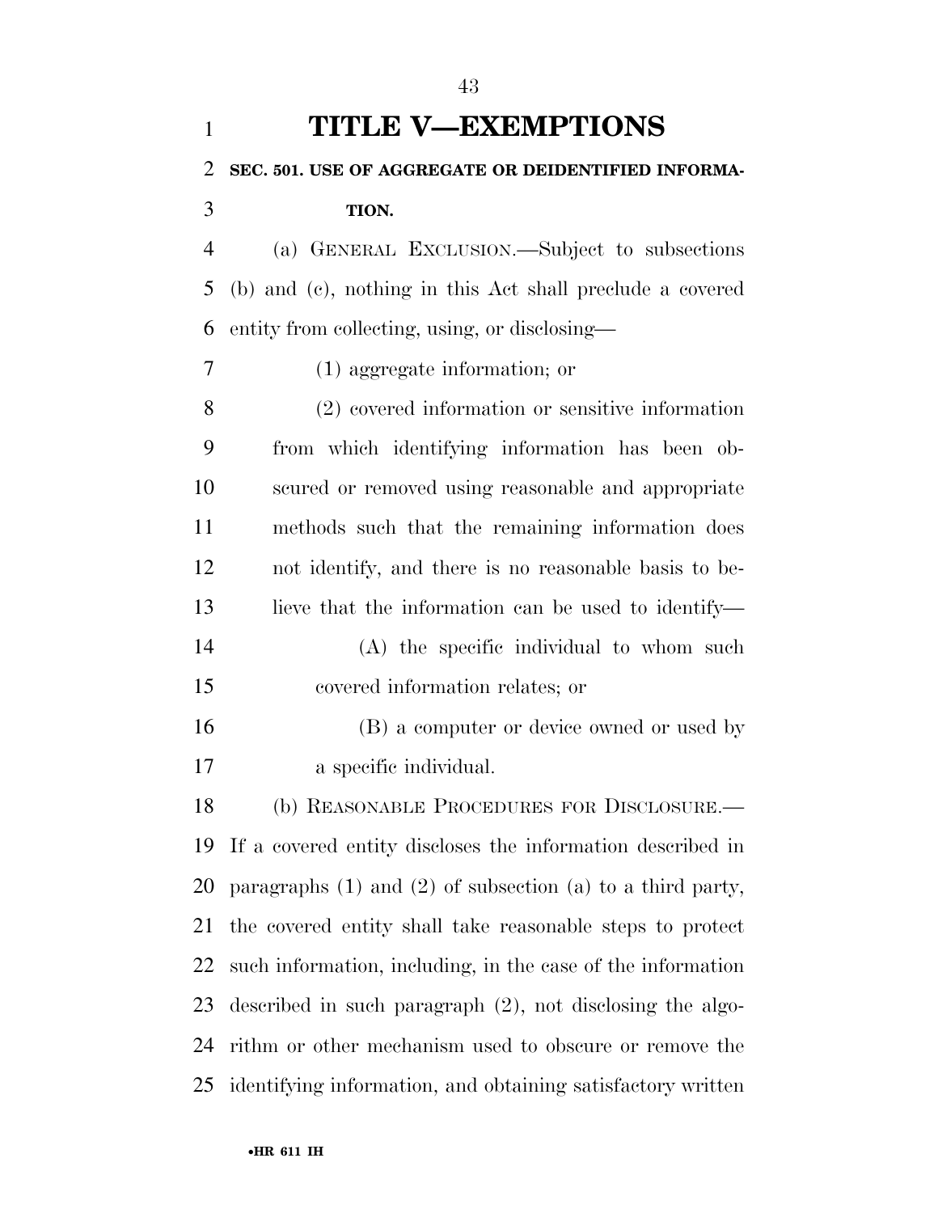# TITLE V—EXEMPTIONS

## SEC. 501. USE OF AGGREGATE OR DEIDENTIFIED INFORMATION.

(a) GENERAL EXCLUSION.—Subject to subsections (b) and (c), nothing in this Act shall preclude a covered entity from collecting, using, or disclosing—

(1) aggregate information; or

(2) covered information or sensitive information from which identifying information has been obscured or removed using reasonable and appropriate methods such that the remaining information does not identify, and there is no reasonable basis to believe that the information can be used to identify—

(A) the specific individual to whom such covered information relates; or

(B) a computer or device owned or used by a specific individual.

(b) REASONABLE PROCEDURES FOR DISCLOSURE.—If a covered entity discloses the information described in paragraphs (1) and (2) of subsection (a) to a third party, the covered entity shall take reasonable steps to protect such information, including, in the case of the information described in such paragraph (2), not disclosing the algorithm or other mechanism used to obscure or remove the identifying information, and obtaining satisfactory written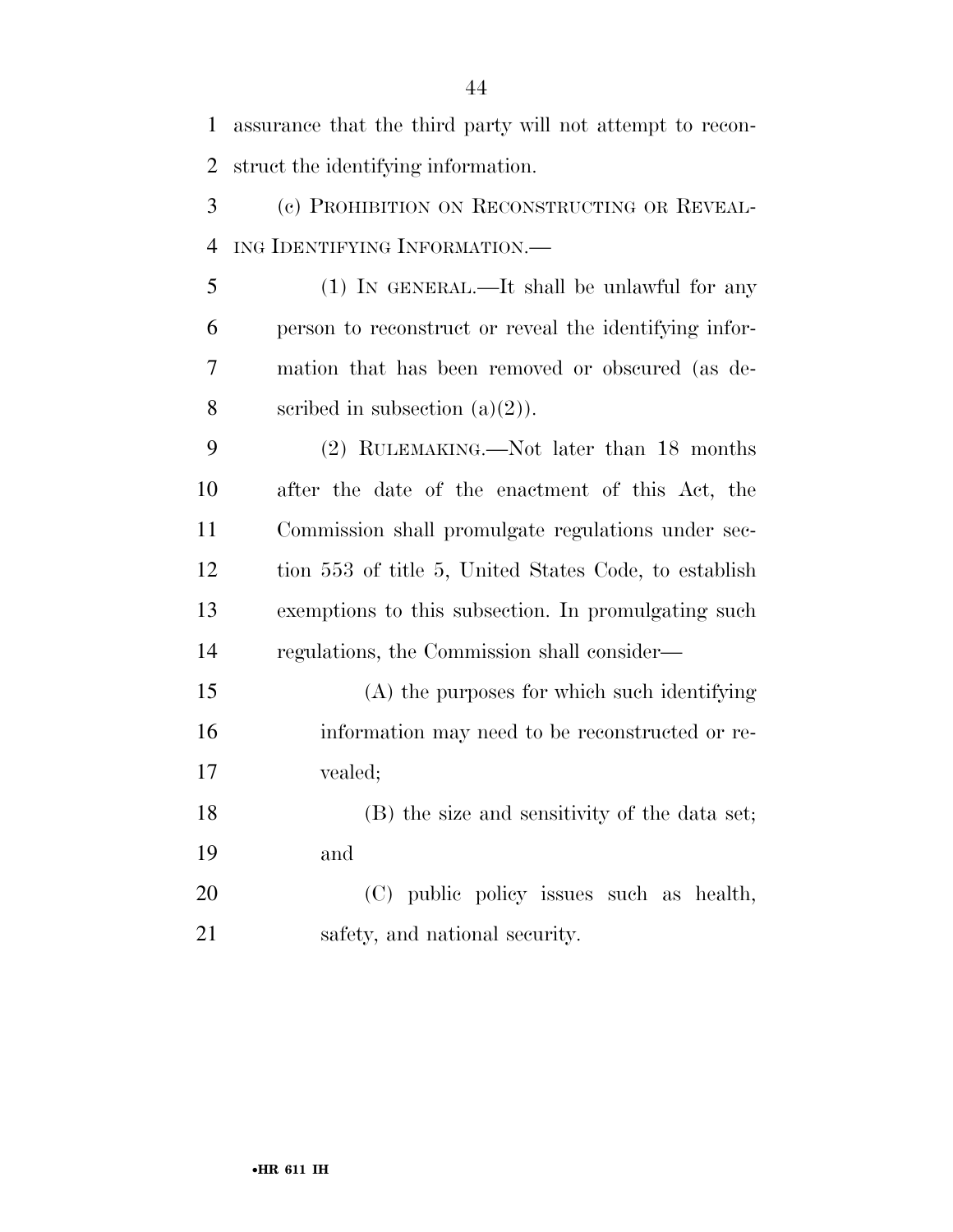assurance that the third party will not attempt to reconstruct the identifying information.

(c) PROHIBITION ON RECONSTRUCTING OR REVEALING IDENTIFYING INFORMATION.—

(1) IN GENERAL.—It shall be unlawful for any person to reconstruct or reveal the identifying information that has been removed or obscured (as described in subsection (a)(2)).

(2) RULEMAKING.—Not later than 18 months after the date of the enactment of this Act, the Commission shall promulgate regulations under section 553 of title 5, United States Code, to establish exemptions to this subsection. In promulgating such regulations, the Commission shall consider—

(A) the purposes for which such identifying information may need to be reconstructed or revealed;

(B) the size and sensitivity of the data set; and

(C) public policy issues such as health, safety, and national security.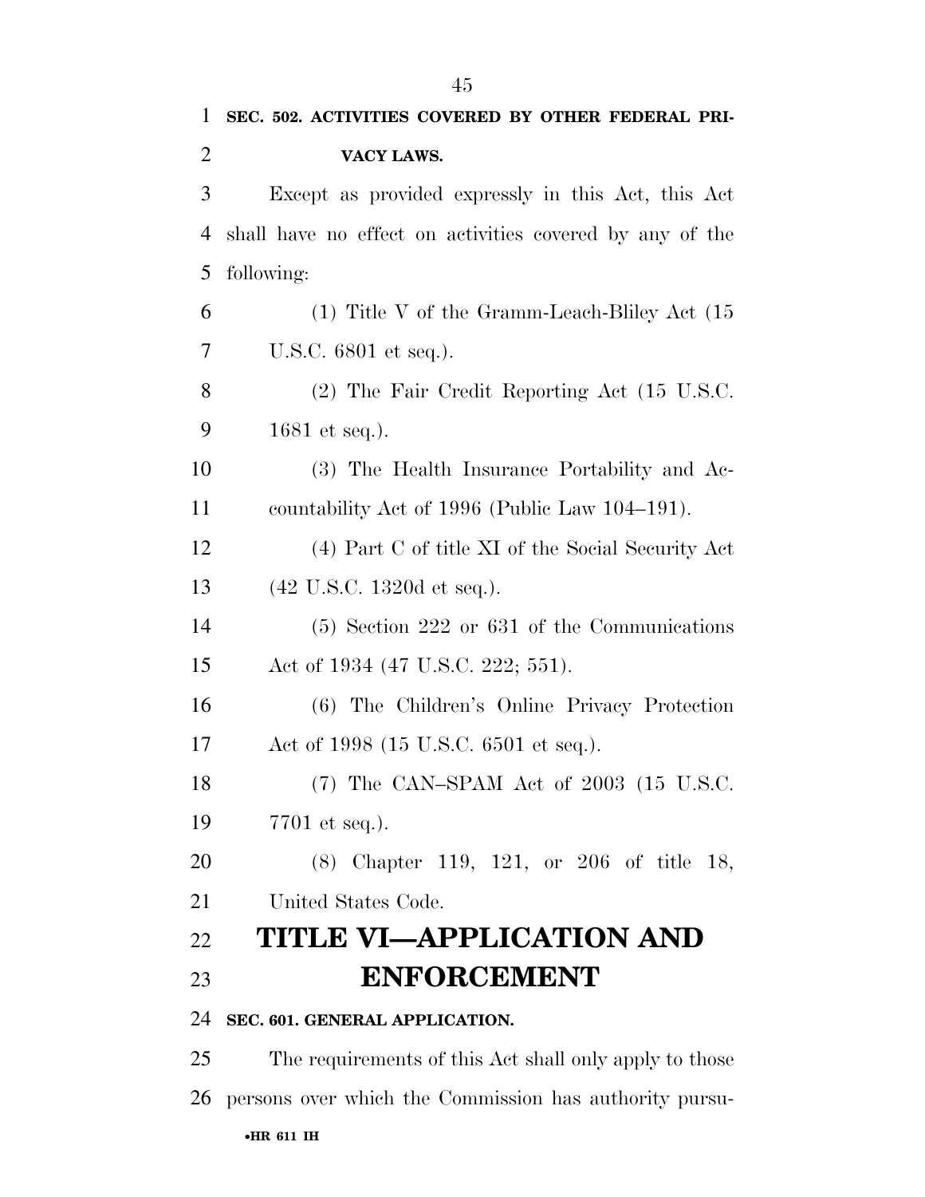**SEC. 502. ACTIVITIES COVERED BY OTHER FEDERAL PRIVACY LAWS.**

Except as provided expressly in this Act, this Act shall have no effect on activities covered by any of the following:

(1) Title V of the Gramm-Leach-Bliley Act (15 U.S.C. 6801 et seq.).

(2) The Fair Credit Reporting Act (15 U.S.C. 1681 et seq.).

(3) The Health Insurance Portability and Accountability Act of 1996 (Public Law 104–191).

(4) Part C of title XI of the Social Security Act (42 U.S.C. 1320d et seq.).

(5) Section 222 or 631 of the Communications Act of 1934 (47 U.S.C. 222; 551).

(6) The Children's Online Privacy Protection Act of 1998 (15 U.S.C. 6501 et seq.).

(7) The CAN–SPAM Act of 2003 (15 U.S.C. 7701 et seq.).

(8) Chapter 119, 121, or 206 of title 18, United States Code.

# TITLE VI—APPLICATION AND ENFORCEMENT

**SEC. 601. GENERAL APPLICATION.**

The requirements of this Act shall only apply to those persons over which the Commission has authority pursu-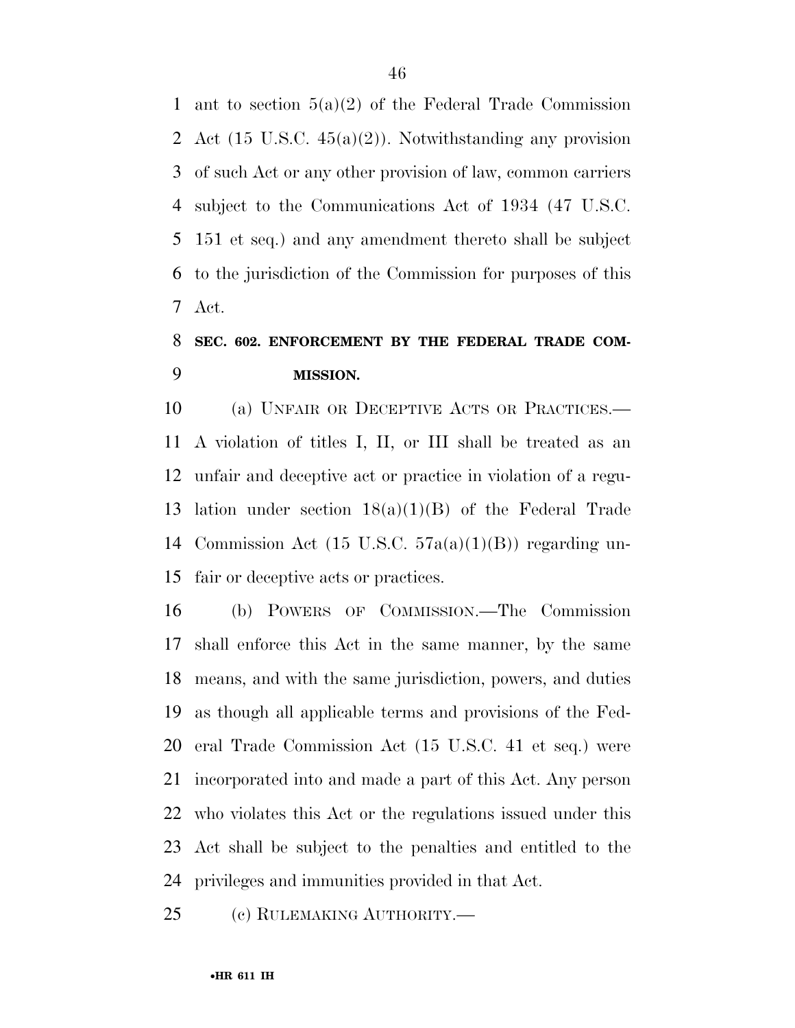ant to section 5(a)(2) of the Federal Trade Commission Act (15 U.S.C. 45(a)(2)). Notwithstanding any provision of such Act or any other provision of law, common carriers subject to the Communications Act of 1934 (47 U.S.C. 151 et seq.) and any amendment thereto shall be subject to the jurisdiction of the Commission for purposes of this Act.

### SEC. 602. ENFORCEMENT BY THE FEDERAL TRADE COMMISSION.

(a) UNFAIR OR DECEPTIVE ACTS OR PRACTICES.—A violation of titles I, II, or III shall be treated as an unfair and deceptive act or practice in violation of a regulation under section 18(a)(1)(B) of the Federal Trade Commission Act (15 U.S.C. 57a(a)(1)(B)) regarding unfair or deceptive acts or practices.

(b) POWERS OF COMMISSION.—The Commission shall enforce this Act in the same manner, by the same means, and with the same jurisdiction, powers, and duties as though all applicable terms and provisions of the Federal Trade Commission Act (15 U.S.C. 41 et seq.) were incorporated into and made a part of this Act. Any person who violates this Act or the regulations issued under this Act shall be subject to the penalties and entitled to the privileges and immunities provided in that Act.

(c) RULEMAKING AUTHORITY.—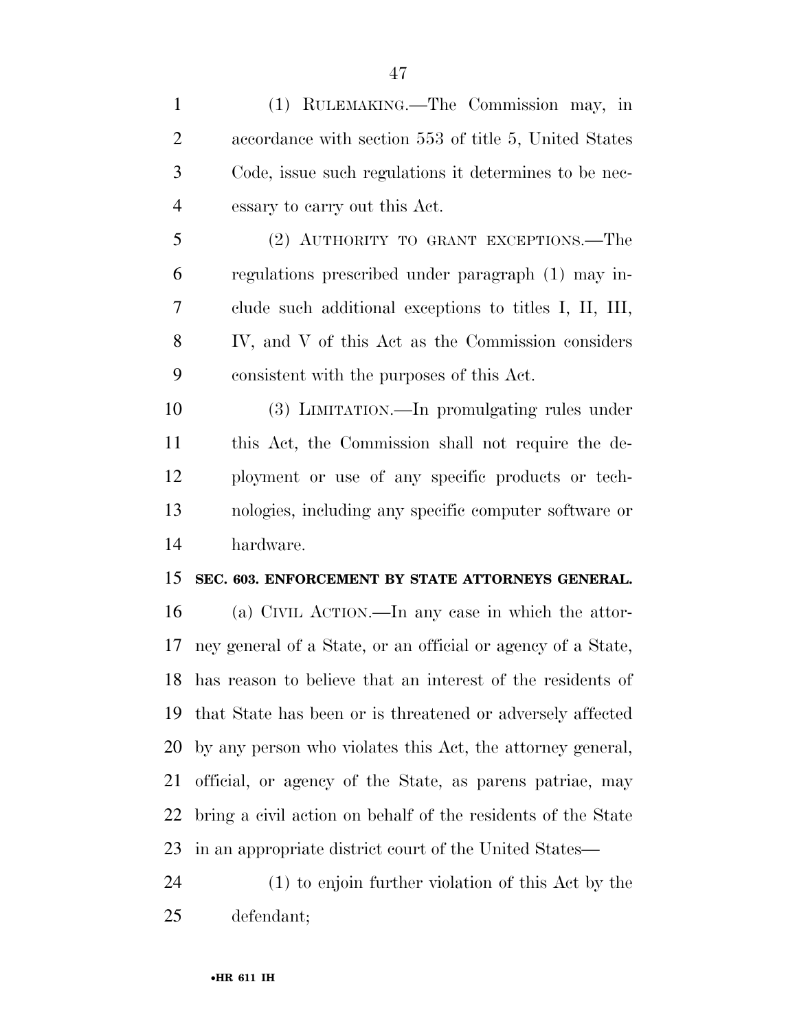(1) RULEMAKING.—The Commission may, in accordance with section 553 of title 5, United States Code, issue such regulations it determines to be necessary to carry out this Act.

(2) AUTHORITY TO GRANT EXCEPTIONS.—The regulations prescribed under paragraph (1) may include such additional exceptions to titles I, II, III, IV, and V of this Act as the Commission considers consistent with the purposes of this Act.

(3) LIMITATION.—In promulgating rules under this Act, the Commission shall not require the deployment or use of any specific products or technologies, including any specific computer software or hardware.

**SEC. 603. ENFORCEMENT BY STATE ATTORNEYS GENERAL.**

(a) CIVIL ACTION.—In any case in which the attorney general of a State, or an official or agency of a State, has reason to believe that an interest of the residents of that State has been or is threatened or adversely affected by any person who violates this Act, the attorney general, official, or agency of the State, as parens patriae, may bring a civil action on behalf of the residents of the State in an appropriate district court of the United States—

(1) to enjoin further violation of this Act by the defendant;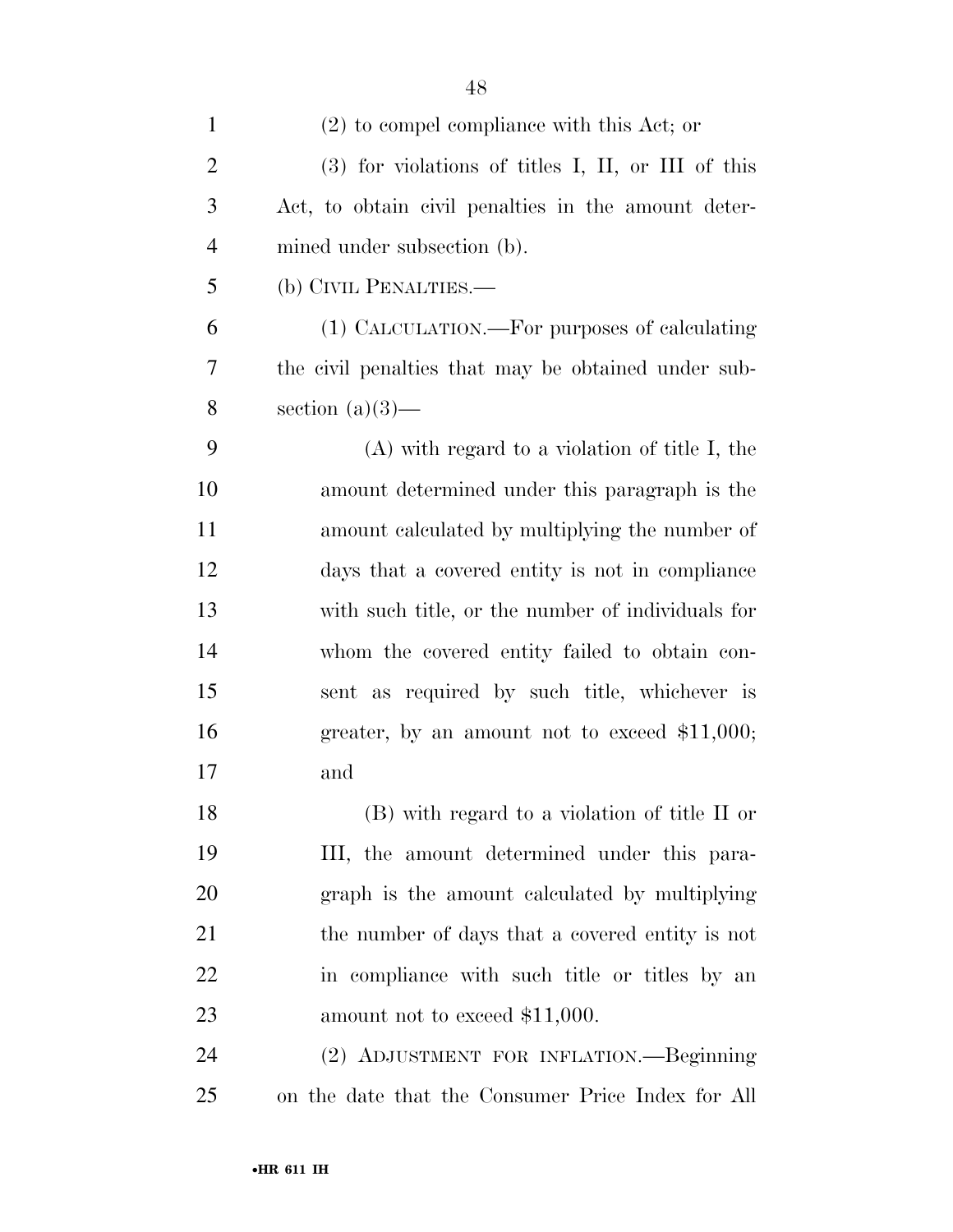(2) to compel compliance with this Act; or

(3) for violations of titles I, II, or III of this Act, to obtain civil penalties in the amount determined under subsection (b).

(b) CIVIL PENALTIES.—

(1) CALCULATION.—For purposes of calculating the civil penalties that may be obtained under subsection (a)(3)—

(A) with regard to a violation of title I, the amount determined under this paragraph is the amount calculated by multiplying the number of days that a covered entity is not in compliance with such title, or the number of individuals for whom the covered entity failed to obtain consent as required by such title, whichever is greater, by an amount not to exceed $11,000; and

(B) with regard to a violation of title II or III, the amount determined under this paragraph is the amount calculated by multiplying the number of days that a covered entity is not in compliance with such title or titles by an amount not to exceed $11,000.

(2) ADJUSTMENT FOR INFLATION.—Beginning on the date that the Consumer Price Index for All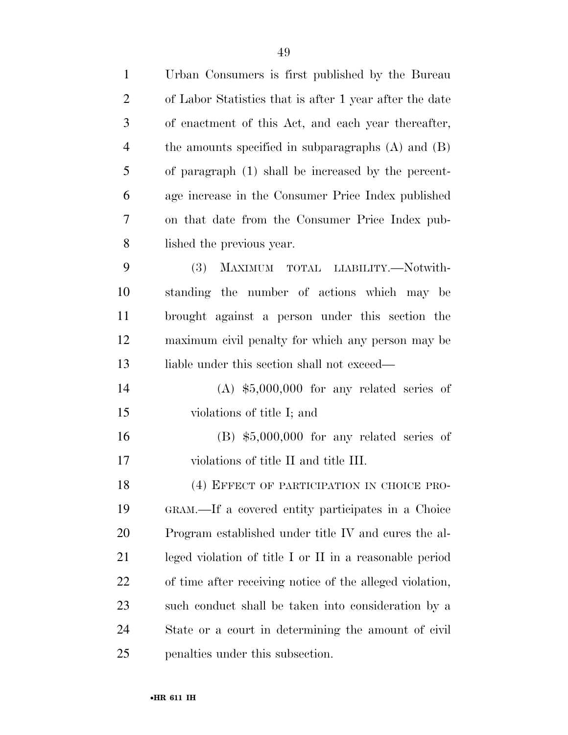Urban Consumers is first published by the Bureau of Labor Statistics that is after 1 year after the date of enactment of this Act, and each year thereafter, the amounts specified in subparagraphs (A) and (B) of paragraph (1) shall be increased by the percentage increase in the Consumer Price Index published on that date from the Consumer Price Index published the previous year.

(3) MAXIMUM TOTAL LIABILITY.—Notwithstanding the number of actions which may be brought against a person under this section the maximum civil penalty for which any person may be liable under this section shall not exceed—

(A) $5,000,000 for any related series of violations of title I; and

(B) $5,000,000 for any related series of violations of title II and title III.

(4) EFFECT OF PARTICIPATION IN CHOICE PROGRAM.—If a covered entity participates in a Choice Program established under title IV and cures the alleged violation of title I or II in a reasonable period of time after receiving notice of the alleged violation, such conduct shall be taken into consideration by a State or a court in determining the amount of civil penalties under this subsection.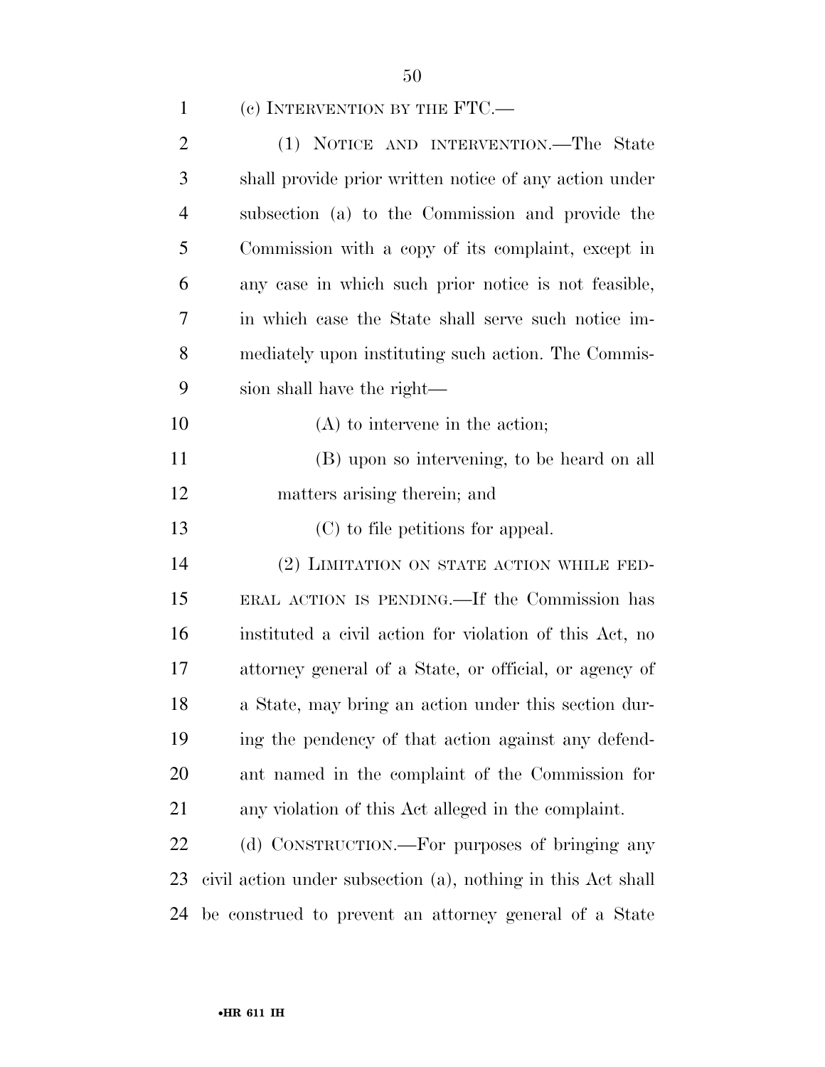(c) INTERVENTION BY THE FTC.—

(1) NOTICE AND INTERVENTION.—The State shall provide prior written notice of any action under subsection (a) to the Commission and provide the Commission with a copy of its complaint, except in any case in which such prior notice is not feasible, in which case the State shall serve such notice immediately upon instituting such action. The Commission shall have the right—

(A) to intervene in the action;

(B) upon so intervening, to be heard on all matters arising therein; and

(C) to file petitions for appeal.

(2) LIMITATION ON STATE ACTION WHILE FEDERAL ACTION IS PENDING.—If the Commission has instituted a civil action for violation of this Act, no attorney general of a State, or official, or agency of a State, may bring an action under this section during the pendency of that action against any defendant named in the complaint of the Commission for any violation of this Act alleged in the complaint.

(d) CONSTRUCTION.—For purposes of bringing any civil action under subsection (a), nothing in this Act shall be construed to prevent an attorney general of a State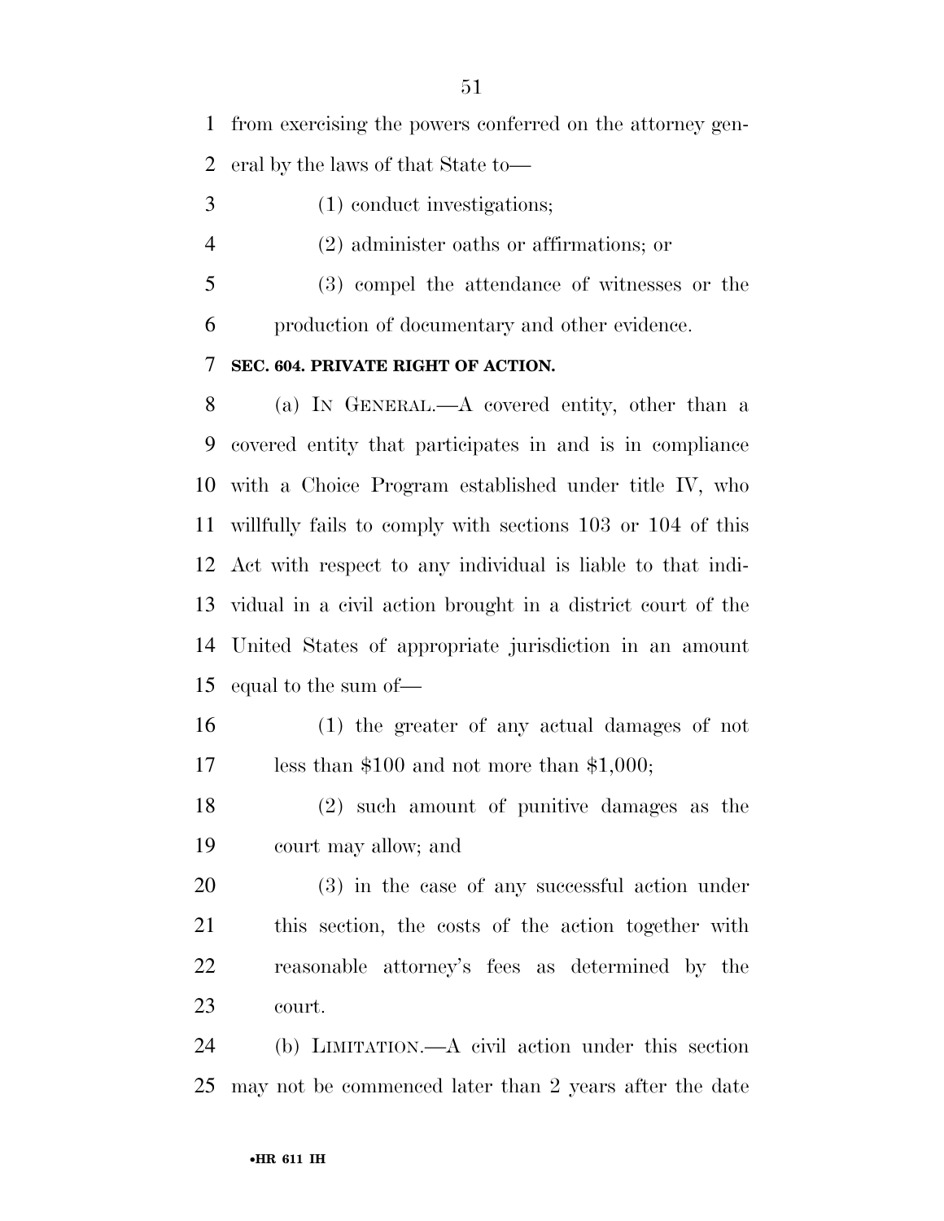from exercising the powers conferred on the attorney general by the laws of that State to—

(1) conduct investigations;

(2) administer oaths or affirmations; or

(3) compel the attendance of witnesses or the production of documentary and other evidence.

**SEC. 604. PRIVATE RIGHT OF ACTION.**

(a) IN GENERAL.—A covered entity, other than a covered entity that participates in and is in compliance with a Choice Program established under title IV, who willfully fails to comply with sections 103 or 104 of this Act with respect to any individual is liable to that individual in a civil action brought in a district court of the United States of appropriate jurisdiction in an amount equal to the sum of—

(1) the greater of any actual damages of not less than $100 and not more than $1,000;

(2) such amount of punitive damages as the court may allow; and

(3) in the case of any successful action under this section, the costs of the action together with reasonable attorney's fees as determined by the court.

(b) LIMITATION.—A civil action under this section may not be commenced later than 2 years after the date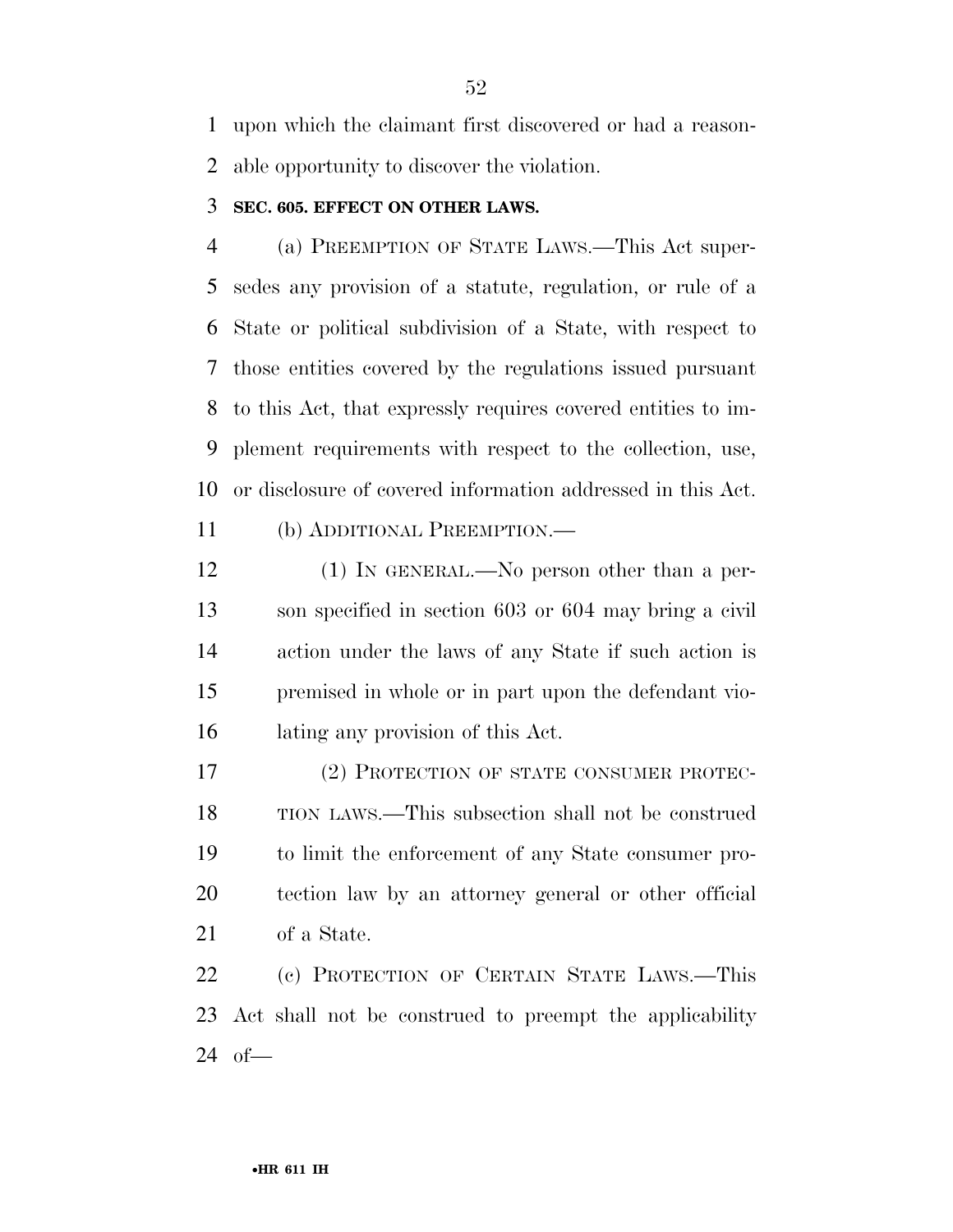upon which the claimant first discovered or had a reasonable opportunity to discover the violation.

**SEC. 605. EFFECT ON OTHER LAWS.**

(a) PREEMPTION OF STATE LAWS.—This Act supersedes any provision of a statute, regulation, or rule of a State or political subdivision of a State, with respect to those entities covered by the regulations issued pursuant to this Act, that expressly requires covered entities to implement requirements with respect to the collection, use, or disclosure of covered information addressed in this Act.

(b) ADDITIONAL PREEMPTION.—

(1) IN GENERAL.—No person other than a person specified in section 603 or 604 may bring a civil action under the laws of any State if such action is premised in whole or in part upon the defendant violating any provision of this Act.

(2) PROTECTION OF STATE CONSUMER PROTECTION LAWS.—This subsection shall not be construed to limit the enforcement of any State consumer protection law by an attorney general or other official of a State.

(c) PROTECTION OF CERTAIN STATE LAWS.—This Act shall not be construed to preempt the applicability of—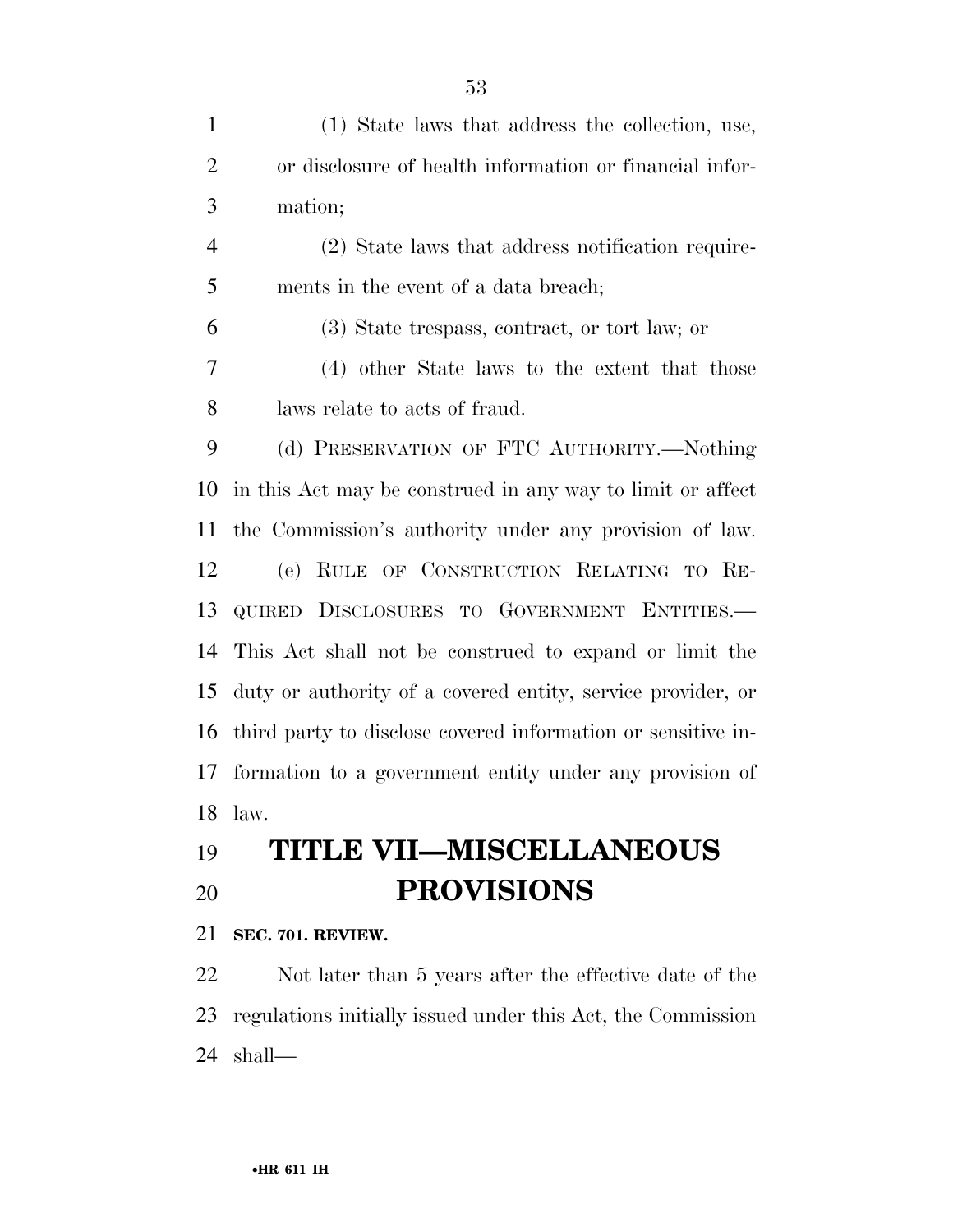(1) State laws that address the collection, use, or disclosure of health information or financial information;

(2) State laws that address notification requirements in the event of a data breach;

(3) State trespass, contract, or tort law; or

(4) other State laws to the extent that those laws relate to acts of fraud.

(d) PRESERVATION OF FTC AUTHORITY.—Nothing in this Act may be construed in any way to limit or affect the Commission's authority under any provision of law.

(e) RULE OF CONSTRUCTION RELATING TO REQUIRED DISCLOSURES TO GOVERNMENT ENTITIES.—This Act shall not be construed to expand or limit the duty or authority of a covered entity, service provider, or third party to disclose covered information or sensitive information to a government entity under any provision of law.

# TITLE VII—MISCELLANEOUS PROVISIONS

### SEC. 701. REVIEW.

Not later than 5 years after the effective date of the regulations initially issued under this Act, the Commission shall—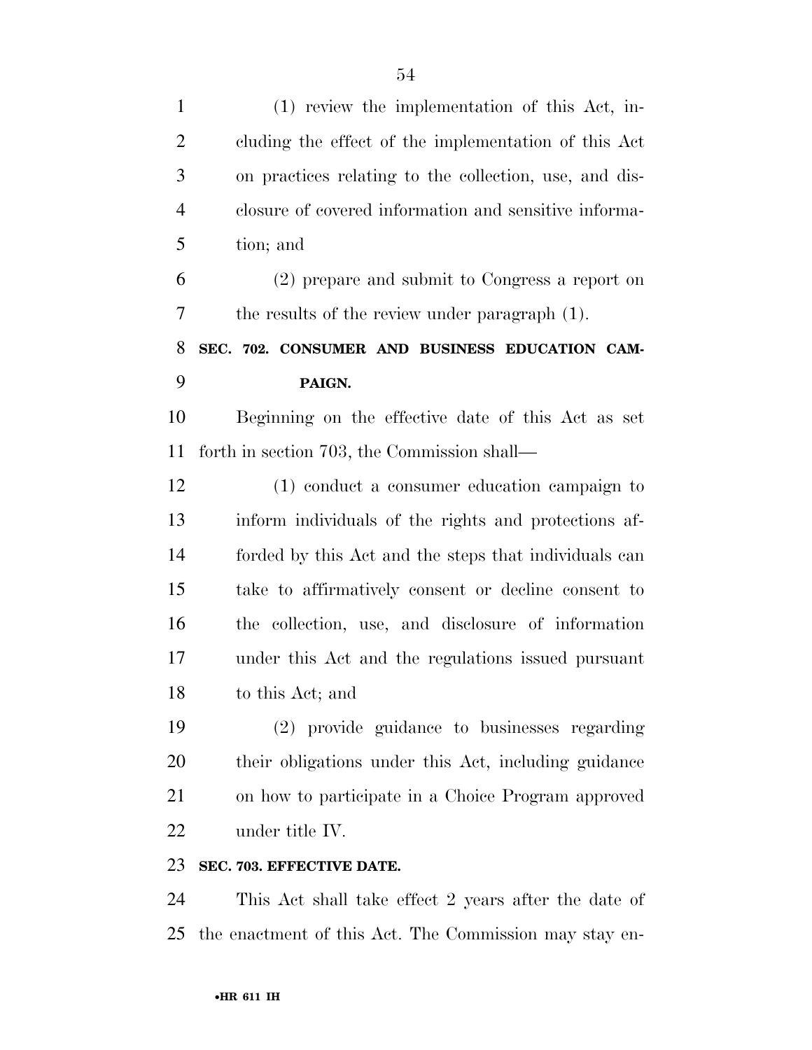(1) review the implementation of this Act, including the effect of the implementation of this Act on practices relating to the collection, use, and disclosure of covered information and sensitive information; and

(2) prepare and submit to Congress a report on the results of the review under paragraph (1).

**SEC. 702. CONSUMER AND BUSINESS EDUCATION CAMPAIGN.**

Beginning on the effective date of this Act as set forth in section 703, the Commission shall—

(1) conduct a consumer education campaign to inform individuals of the rights and protections afforded by this Act and the steps that individuals can take to affirmatively consent or decline consent to the collection, use, and disclosure of information under this Act and the regulations issued pursuant to this Act; and

(2) provide guidance to businesses regarding their obligations under this Act, including guidance on how to participate in a Choice Program approved under title IV.

**SEC. 703. EFFECTIVE DATE.**

This Act shall take effect 2 years after the date of the enactment of this Act. The Commission may stay en-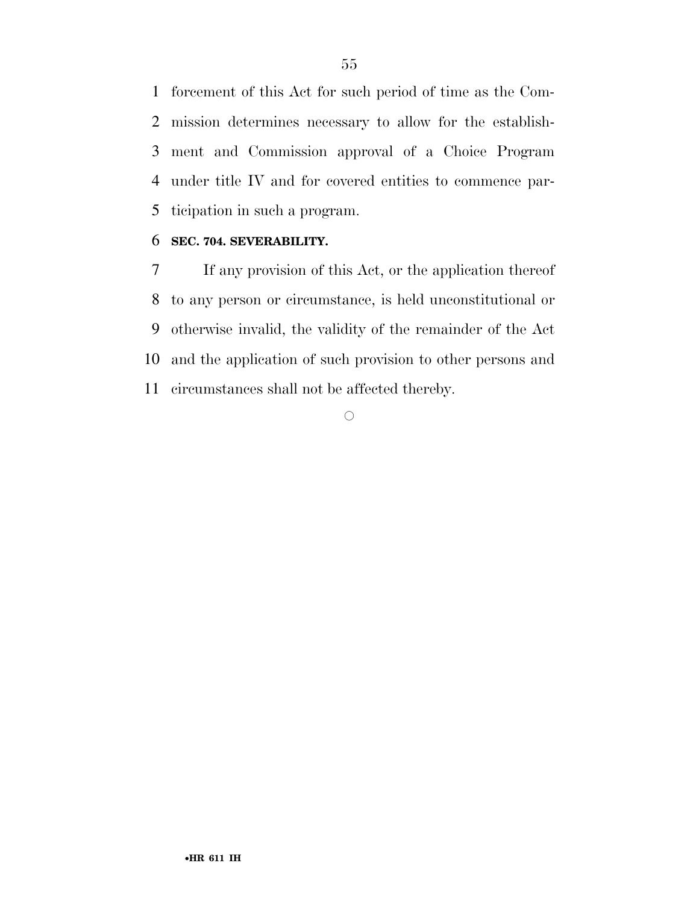forcement of this Act for such period of time as the Commission determines necessary to allow for the establishment and Commission approval of a Choice Program under title IV and for covered entities to commence participation in such a program.

**SEC. 704. SEVERABILITY.**

If any provision of this Act, or the application thereof to any person or circumstance, is held unconstitutional or otherwise invalid, the validity of the remainder of the Act and the application of such provision to other persons and circumstances shall not be affected thereby.

○